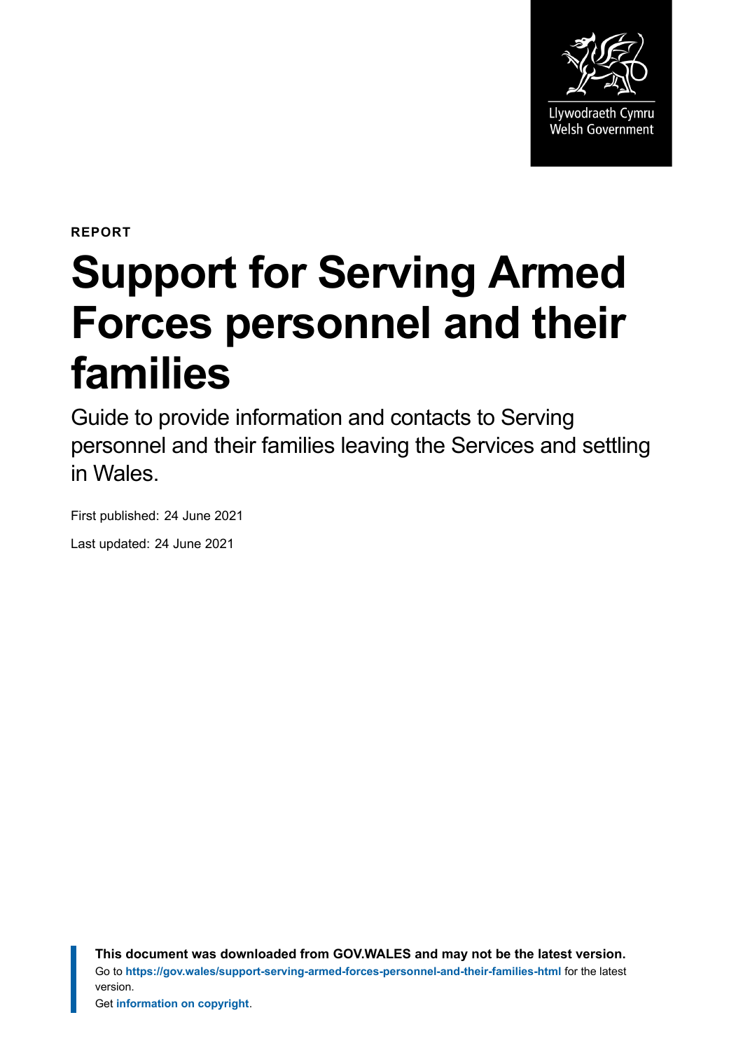Llywodraeth Cymru
Welsh Government

**REPORT**

# Support for Serving Armed Forces personnel and their families

Guide to provide information and contacts to Serving personnel and their families leaving the Services and settling in Wales.

First published: 24 June 2021

Last updated: 24 June 2021

**This document was downloaded from GOV.WALES and may not be the latest version.**
Go to **https://gov.wales/support-serving-armed-forces-personnel-and-their-families-html** for the latest version.
Get **information on copyright**.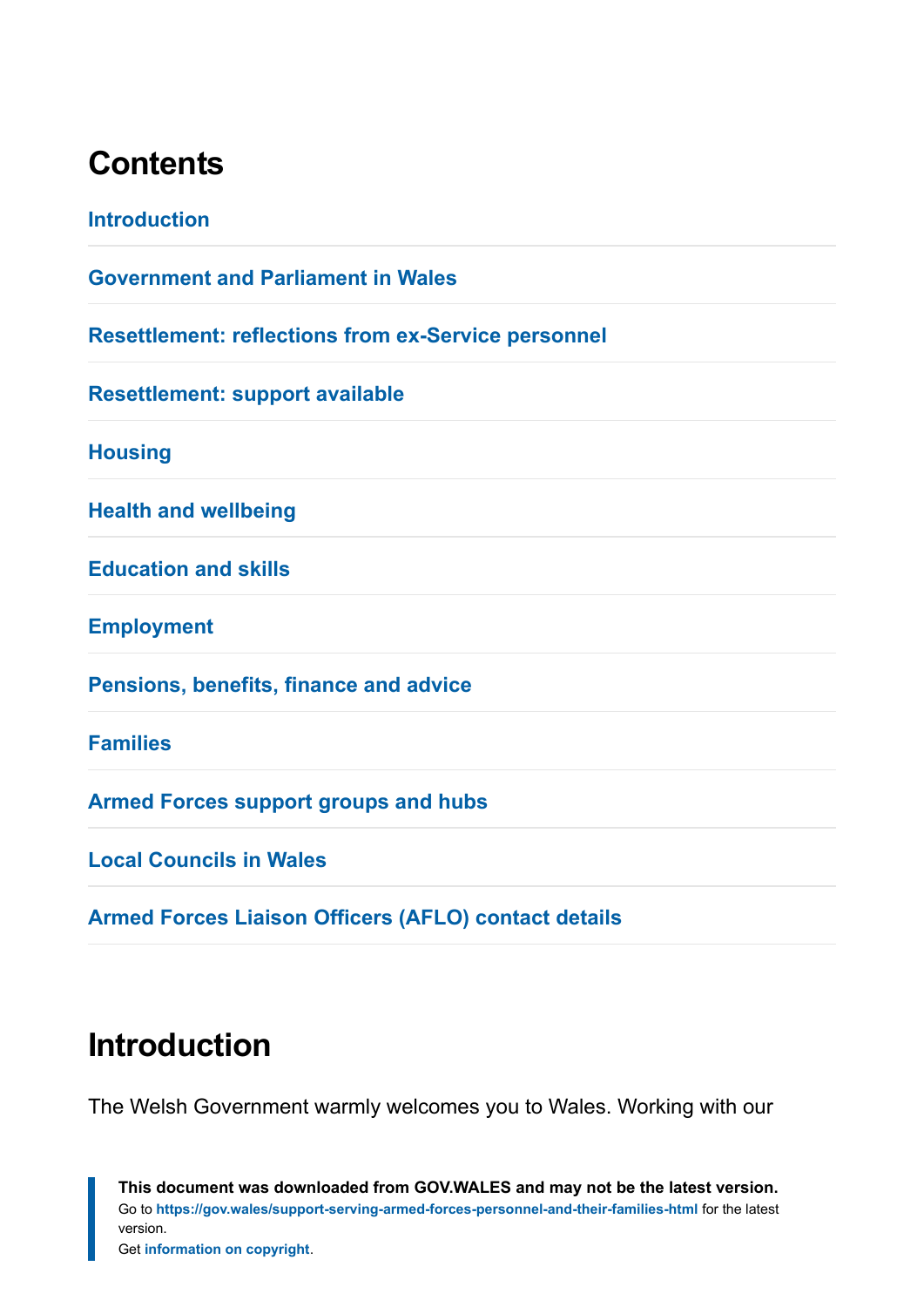# Contents

Introduction

Government and Parliament in Wales

Resettlement: reflections from ex-Service personnel

Resettlement: support available

Housing

Health and wellbeing

Education and skills

Employment

Pensions, benefits, finance and advice

Families

Armed Forces support groups and hubs

Local Councils in Wales

Armed Forces Liaison Officers (AFLO) contact details

# Introduction

The Welsh Government warmly welcomes you to Wales. Working with our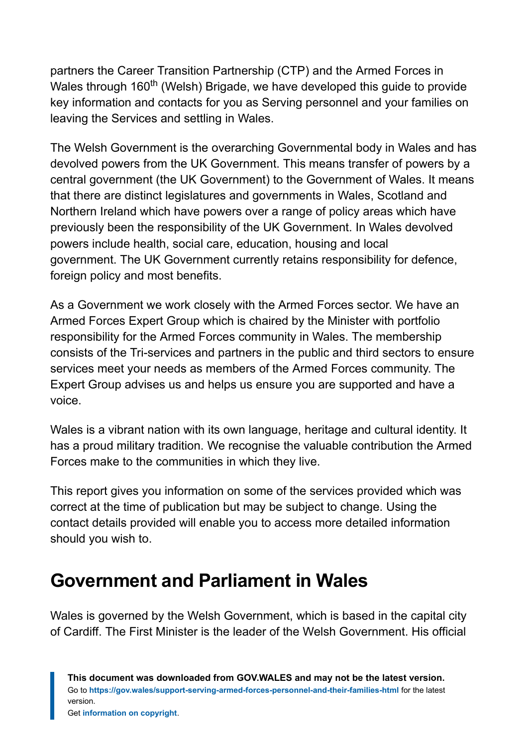partners the Career Transition Partnership (CTP) and the Armed Forces in Wales through 160th (Welsh) Brigade, we have developed this guide to provide key information and contacts for you as Serving personnel and your families on leaving the Services and settling in Wales.

The Welsh Government is the overarching Governmental body in Wales and has devolved powers from the UK Government. This means transfer of powers by a central government (the UK Government) to the Government of Wales. It means that there are distinct legislatures and governments in Wales, Scotland and Northern Ireland which have powers over a range of policy areas which have previously been the responsibility of the UK Government. In Wales devolved powers include health, social care, education, housing and local government. The UK Government currently retains responsibility for defence, foreign policy and most benefits.

As a Government we work closely with the Armed Forces sector. We have an Armed Forces Expert Group which is chaired by the Minister with portfolio responsibility for the Armed Forces community in Wales. The membership consists of the Tri-services and partners in the public and third sectors to ensure services meet your needs as members of the Armed Forces community. The Expert Group advises us and helps us ensure you are supported and have a voice.

Wales is a vibrant nation with its own language, heritage and cultural identity. It has a proud military tradition. We recognise the valuable contribution the Armed Forces make to the communities in which they live.

This report gives you information on some of the services provided which was correct at the time of publication but may be subject to change. Using the contact details provided will enable you to access more detailed information should you wish to.

## Government and Parliament in Wales

Wales is governed by the Welsh Government, which is based in the capital city of Cardiff. The First Minister is the leader of the Welsh Government. His official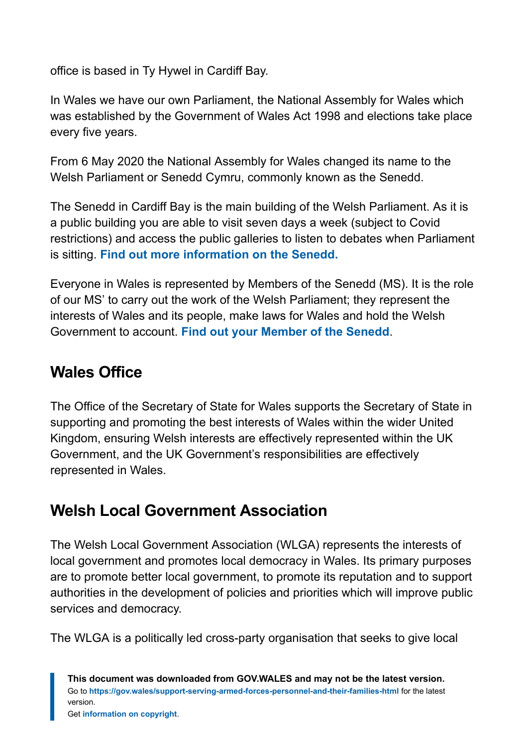office is based in Ty Hywel in Cardiff Bay.

In Wales we have our own Parliament, the National Assembly for Wales which was established by the Government of Wales Act 1998 and elections take place every five years.

From 6 May 2020 the National Assembly for Wales changed its name to the Welsh Parliament or Senedd Cymru, commonly known as the Senedd.

The Senedd in Cardiff Bay is the main building of the Welsh Parliament. As it is a public building you are able to visit seven days a week (subject to Covid restrictions) and access the public galleries to listen to debates when Parliament is sitting. **Find out more information on the Senedd.**

Everyone in Wales is represented by Members of the Senedd (MS). It is the role of our MS' to carry out the work of the Welsh Parliament; they represent the interests of Wales and its people, make laws for Wales and hold the Welsh Government to account. **Find out your Member of the Senedd**.

## Wales Office

The Office of the Secretary of State for Wales supports the Secretary of State in supporting and promoting the best interests of Wales within the wider United Kingdom, ensuring Welsh interests are effectively represented within the UK Government, and the UK Government's responsibilities are effectively represented in Wales.

## Welsh Local Government Association

The Welsh Local Government Association (WLGA) represents the interests of local government and promotes local democracy in Wales. Its primary purposes are to promote better local government, to promote its reputation and to support authorities in the development of policies and priorities which will improve public services and democracy.

The WLGA is a politically led cross-party organisation that seeks to give local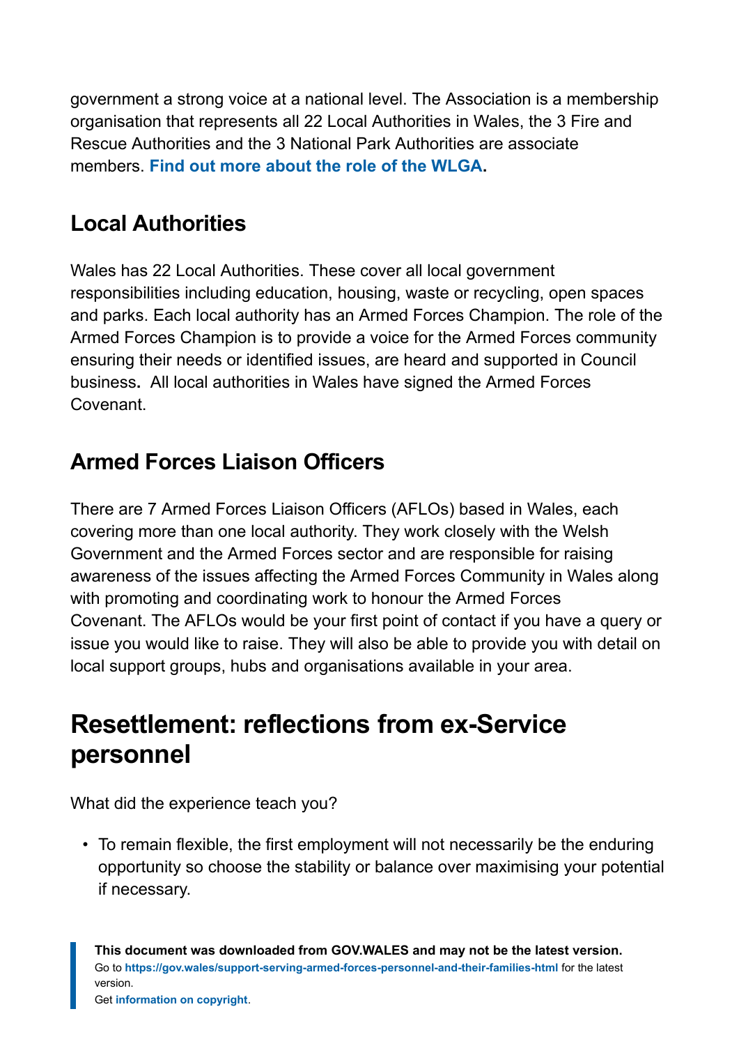government a strong voice at a national level. The Association is a membership organisation that represents all 22 Local Authorities in Wales, the 3 Fire and Rescue Authorities and the 3 National Park Authorities are associate members. **Find out more about the role of the WLGA.**

### Local Authorities

Wales has 22 Local Authorities. These cover all local government responsibilities including education, housing, waste or recycling, open spaces and parks. Each local authority has an Armed Forces Champion. The role of the Armed Forces Champion is to provide a voice for the Armed Forces community ensuring their needs or identified issues, are heard and supported in Council business**.** All local authorities in Wales have signed the Armed Forces Covenant.

### Armed Forces Liaison Officers

There are 7 Armed Forces Liaison Officers (AFLOs) based in Wales, each covering more than one local authority. They work closely with the Welsh Government and the Armed Forces sector and are responsible for raising awareness of the issues affecting the Armed Forces Community in Wales along with promoting and coordinating work to honour the Armed Forces Covenant. The AFLOs would be your first point of contact if you have a query or issue you would like to raise. They will also be able to provide you with detail on local support groups, hubs and organisations available in your area.

## Resettlement: reflections from ex-Service personnel

What did the experience teach you?

- To remain flexible, the first employment will not necessarily be the enduring opportunity so choose the stability or balance over maximising your potential if necessary.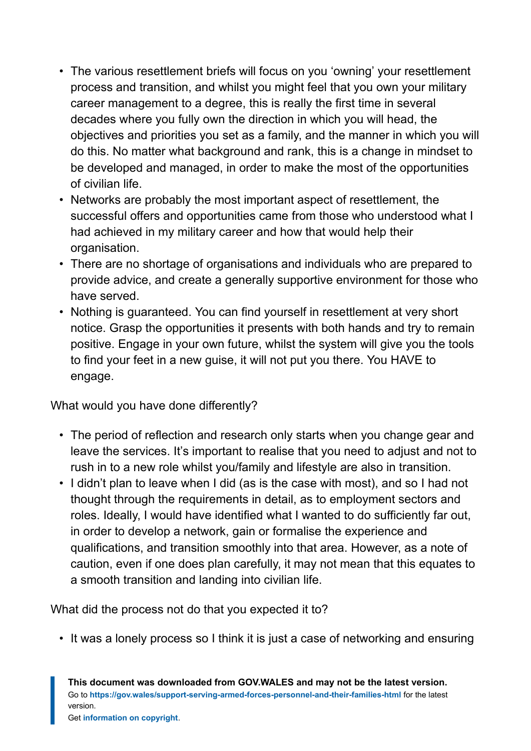- The various resettlement briefs will focus on you 'owning' your resettlement process and transition, and whilst you might feel that you own your military career management to a degree, this is really the first time in several decades where you fully own the direction in which you will head, the objectives and priorities you set as a family, and the manner in which you will do this. No matter what background and rank, this is a change in mindset to be developed and managed, in order to make the most of the opportunities of civilian life.
- Networks are probably the most important aspect of resettlement, the successful offers and opportunities came from those who understood what I had achieved in my military career and how that would help their organisation.
- There are no shortage of organisations and individuals who are prepared to provide advice, and create a generally supportive environment for those who have served.
- Nothing is guaranteed. You can find yourself in resettlement at very short notice. Grasp the opportunities it presents with both hands and try to remain positive. Engage in your own future, whilst the system will give you the tools to find your feet in a new guise, it will not put you there. You HAVE to engage.

What would you have done differently?

- The period of reflection and research only starts when you change gear and leave the services. It's important to realise that you need to adjust and not to rush in to a new role whilst you/family and lifestyle are also in transition.
- I didn't plan to leave when I did (as is the case with most), and so I had not thought through the requirements in detail, as to employment sectors and roles. Ideally, I would have identified what I wanted to do sufficiently far out, in order to develop a network, gain or formalise the experience and qualifications, and transition smoothly into that area. However, as a note of caution, even if one does plan carefully, it may not mean that this equates to a smooth transition and landing into civilian life.

What did the process not do that you expected it to?

- It was a lonely process so I think it is just a case of networking and ensuring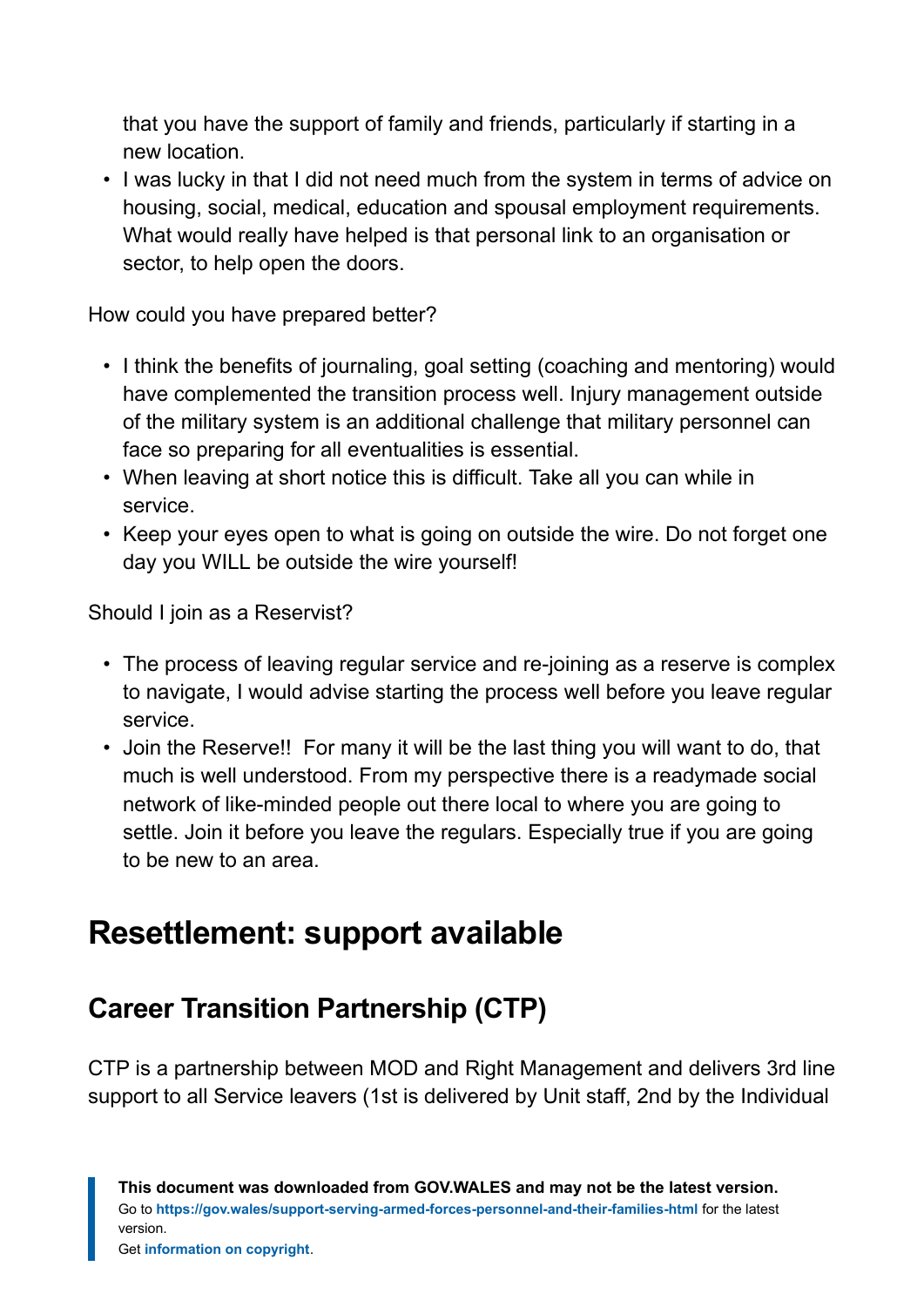that you have the support of family and friends, particularly if starting in a new location.

- I was lucky in that I did not need much from the system in terms of advice on housing, social, medical, education and spousal employment requirements. What would really have helped is that personal link to an organisation or sector, to help open the doors.

How could you have prepared better?

- I think the benefits of journaling, goal setting (coaching and mentoring) would have complemented the transition process well. Injury management outside of the military system is an additional challenge that military personnel can face so preparing for all eventualities is essential.
- When leaving at short notice this is difficult. Take all you can while in service.
- Keep your eyes open to what is going on outside the wire. Do not forget one day you WILL be outside the wire yourself!

Should I join as a Reservist?

- The process of leaving regular service and re-joining as a reserve is complex to navigate, I would advise starting the process well before you leave regular service.
- Join the Reserve!! For many it will be the last thing you will want to do, that much is well understood. From my perspective there is a readymade social network of like-minded people out there local to where you are going to settle. Join it before you leave the regulars. Especially true if you are going to be new to an area.

## Resettlement: support available

### Career Transition Partnership (CTP)

CTP is a partnership between MOD and Right Management and delivers 3rd line support to all Service leavers (1st is delivered by Unit staff, 2nd by the Individual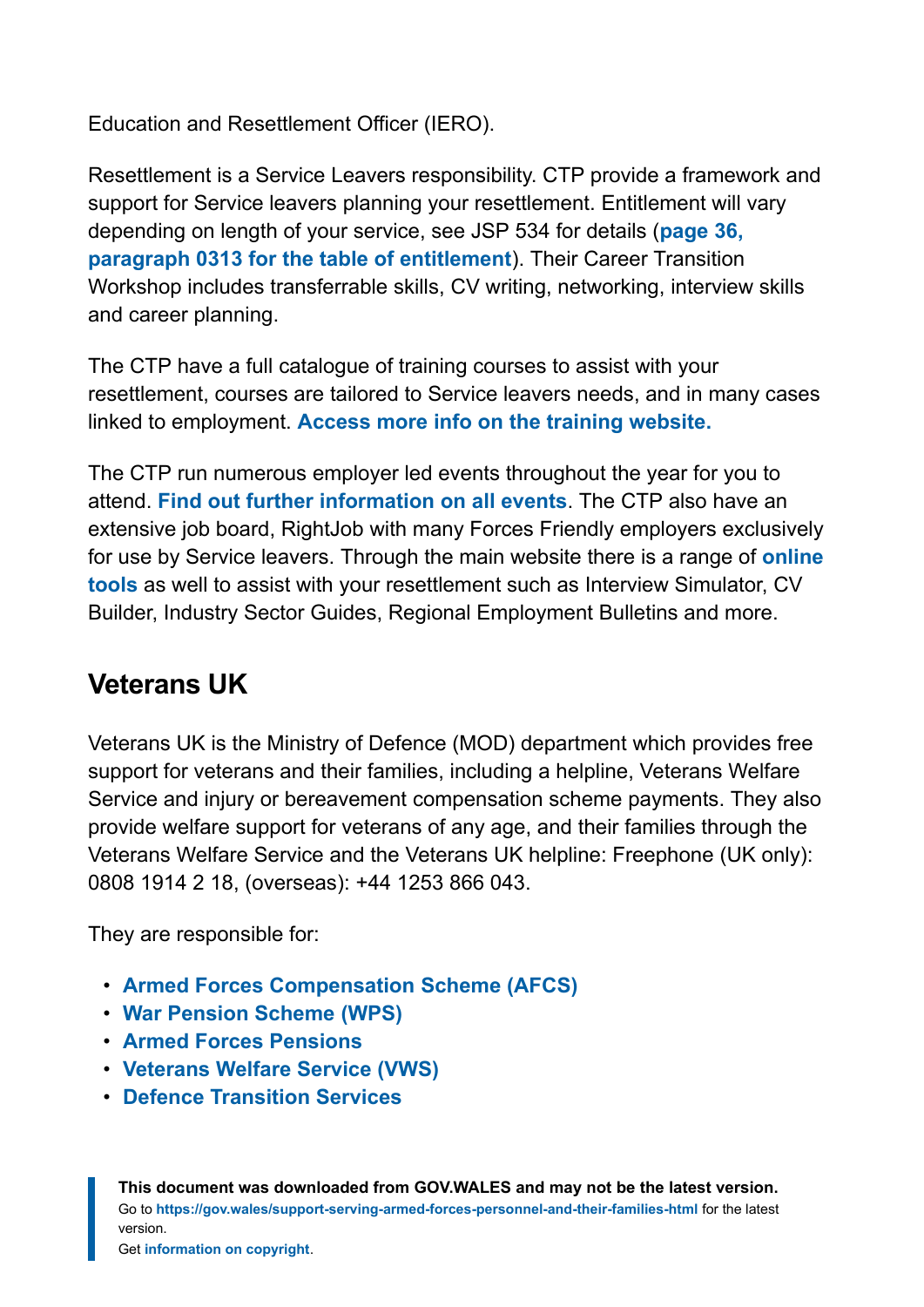Education and Resettlement Officer (IERO).

Resettlement is a Service Leavers responsibility. CTP provide a framework and support for Service leavers planning your resettlement. Entitlement will vary depending on length of your service, see JSP 534 for details (**page 36, paragraph 0313 for the table of entitlement**). Their Career Transition Workshop includes transferrable skills, CV writing, networking, interview skills and career planning.

The CTP have a full catalogue of training courses to assist with your resettlement, courses are tailored to Service leavers needs, and in many cases linked to employment. **Access more info on the training website.**

The CTP run numerous employer led events throughout the year for you to attend. **Find out further information on all events**. The CTP also have an extensive job board, RightJob with many Forces Friendly employers exclusively for use by Service leavers. Through the main website there is a range of **online tools** as well to assist with your resettlement such as Interview Simulator, CV Builder, Industry Sector Guides, Regional Employment Bulletins and more.

## Veterans UK

Veterans UK is the Ministry of Defence (MOD) department which provides free support for veterans and their families, including a helpline, Veterans Welfare Service and injury or bereavement compensation scheme payments. They also provide welfare support for veterans of any age, and their families through the Veterans Welfare Service and the Veterans UK helpline: Freephone (UK only): 0808 1914 2 18, (overseas): +44 1253 866 043.

They are responsible for:

- **Armed Forces Compensation Scheme (AFCS)**
- **War Pension Scheme (WPS)**
- **Armed Forces Pensions**
- **Veterans Welfare Service (VWS)**
- **Defence Transition Services**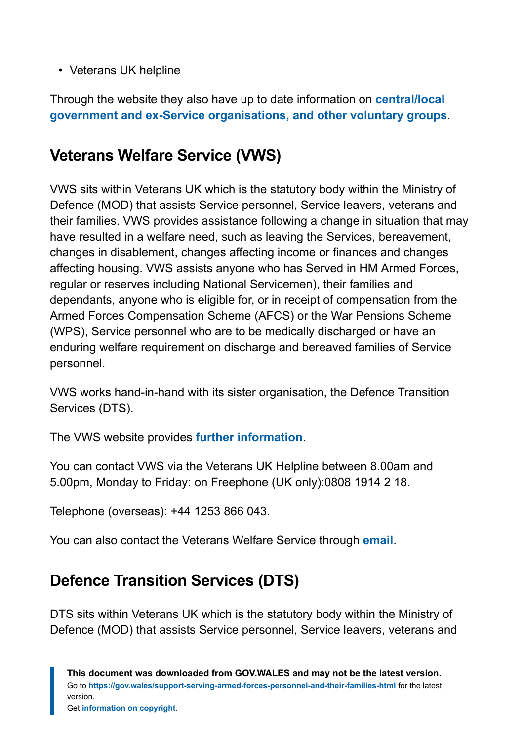- Veterans UK helpline

Through the website they also have up to date information on **central/local government and ex-Service organisations, and other voluntary groups**.

## Veterans Welfare Service (VWS)

VWS sits within Veterans UK which is the statutory body within the Ministry of Defence (MOD) that assists Service personnel, Service leavers, veterans and their families. VWS provides assistance following a change in situation that may have resulted in a welfare need, such as leaving the Services, bereavement, changes in disablement, changes affecting income or finances and changes affecting housing. VWS assists anyone who has Served in HM Armed Forces, regular or reserves including National Servicemen), their families and dependants, anyone who is eligible for, or in receipt of compensation from the Armed Forces Compensation Scheme (AFCS) or the War Pensions Scheme (WPS), Service personnel who are to be medically discharged or have an enduring welfare requirement on discharge and bereaved families of Service personnel.

VWS works hand-in-hand with its sister organisation, the Defence Transition Services (DTS).

The VWS website provides **further information**.

You can contact VWS via the Veterans UK Helpline between 8.00am and 5.00pm, Monday to Friday: on Freephone (UK only):0808 1914 2 18.

Telephone (overseas): +44 1253 866 043.

You can also contact the Veterans Welfare Service through **email**.

## Defence Transition Services (DTS)

DTS sits within Veterans UK which is the statutory body within the Ministry of Defence (MOD) that assists Service personnel, Service leavers, veterans and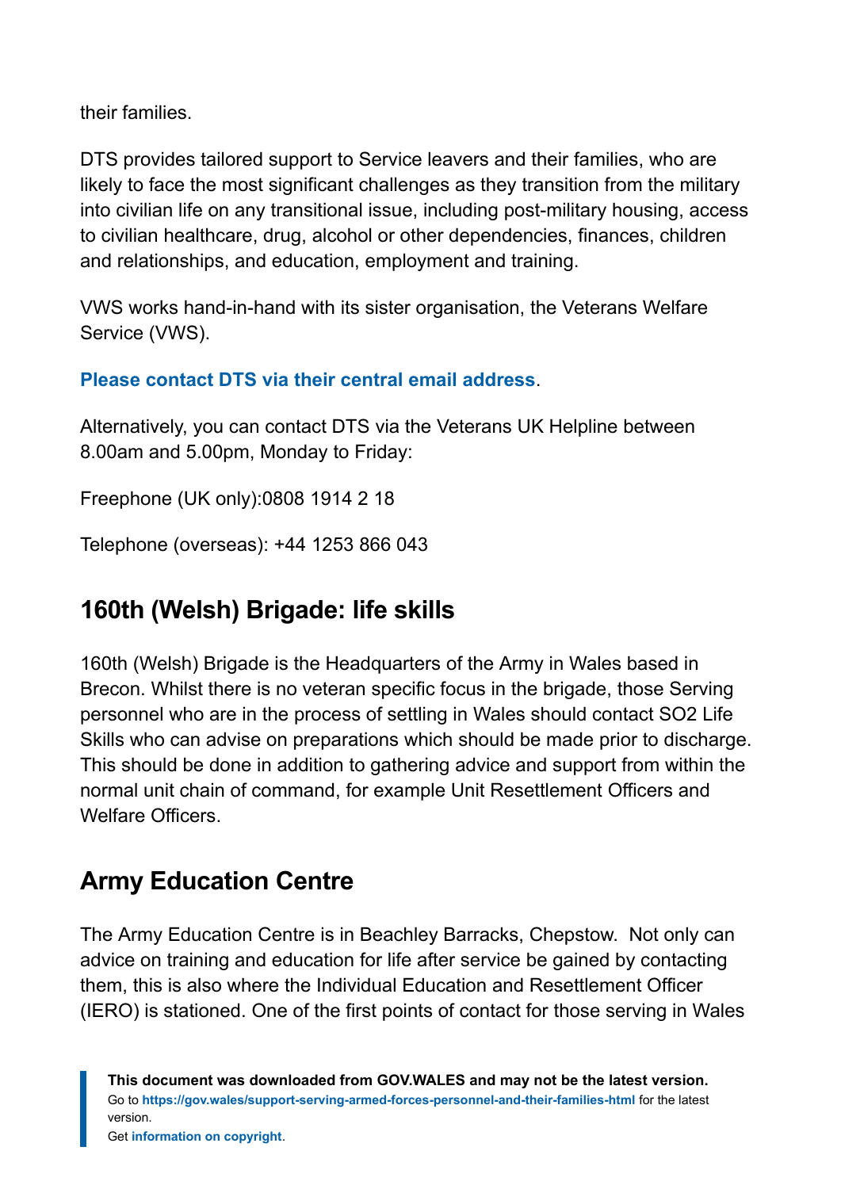their families.

DTS provides tailored support to Service leavers and their families, who are likely to face the most significant challenges as they transition from the military into civilian life on any transitional issue, including post-military housing, access to civilian healthcare, drug, alcohol or other dependencies, finances, children and relationships, and education, employment and training.

VWS works hand-in-hand with its sister organisation, the Veterans Welfare Service (VWS).

**Please contact DTS via their central email address**.

Alternatively, you can contact DTS via the Veterans UK Helpline between 8.00am and 5.00pm, Monday to Friday:

Freephone (UK only):0808 1914 2 18

Telephone (overseas): +44 1253 866 043

## 160th (Welsh) Brigade: life skills

160th (Welsh) Brigade is the Headquarters of the Army in Wales based in Brecon. Whilst there is no veteran specific focus in the brigade, those Serving personnel who are in the process of settling in Wales should contact SO2 Life Skills who can advise on preparations which should be made prior to discharge. This should be done in addition to gathering advice and support from within the normal unit chain of command, for example Unit Resettlement Officers and Welfare Officers.

## Army Education Centre

The Army Education Centre is in Beachley Barracks, Chepstow. Not only can advice on training and education for life after service be gained by contacting them, this is also where the Individual Education and Resettlement Officer (IERO) is stationed. One of the first points of contact for those serving in Wales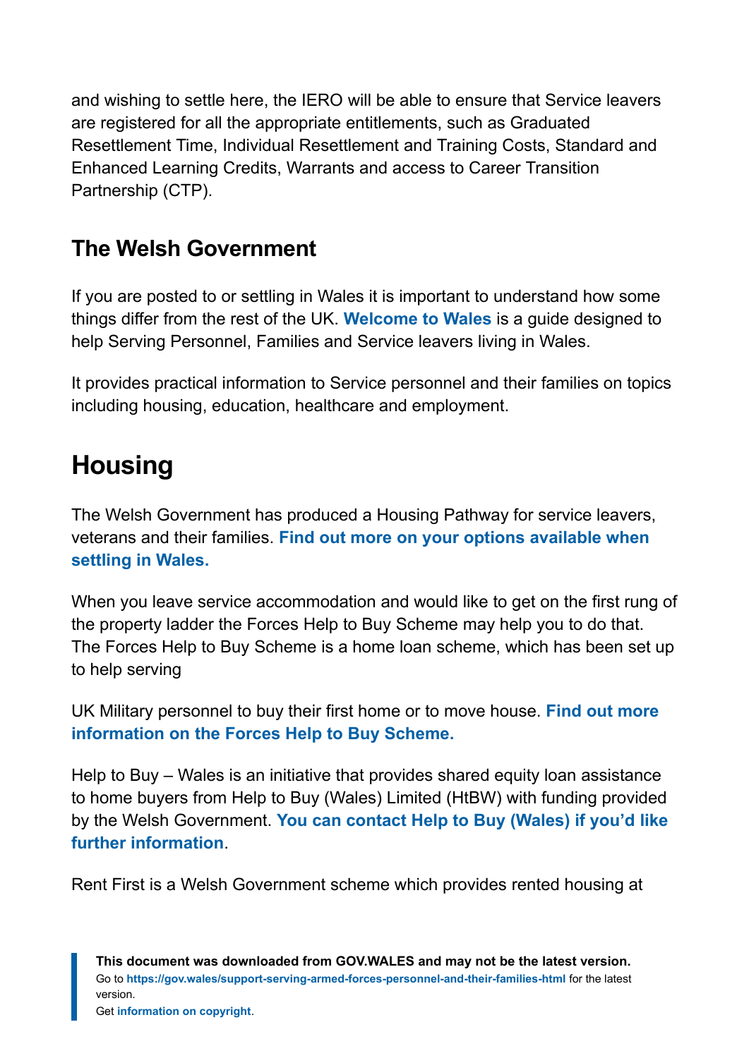and wishing to settle here, the IERO will be able to ensure that Service leavers are registered for all the appropriate entitlements, such as Graduated Resettlement Time, Individual Resettlement and Training Costs, Standard and Enhanced Learning Credits, Warrants and access to Career Transition Partnership (CTP).

### The Welsh Government

If you are posted to or settling in Wales it is important to understand how some things differ from the rest of the UK. **Welcome to Wales** is a guide designed to help Serving Personnel, Families and Service leavers living in Wales.

It provides practical information to Service personnel and their families on topics including housing, education, healthcare and employment.

## Housing

The Welsh Government has produced a Housing Pathway for service leavers, veterans and their families. **Find out more on your options available when settling in Wales.**

When you leave service accommodation and would like to get on the first rung of the property ladder the Forces Help to Buy Scheme may help you to do that. The Forces Help to Buy Scheme is a home loan scheme, which has been set up to help serving

UK Military personnel to buy their first home or to move house. **Find out more information on the Forces Help to Buy Scheme.**

Help to Buy – Wales is an initiative that provides shared equity loan assistance to home buyers from Help to Buy (Wales) Limited (HtBW) with funding provided by the Welsh Government. **You can contact Help to Buy (Wales) if you'd like further information**.

Rent First is a Welsh Government scheme which provides rented housing at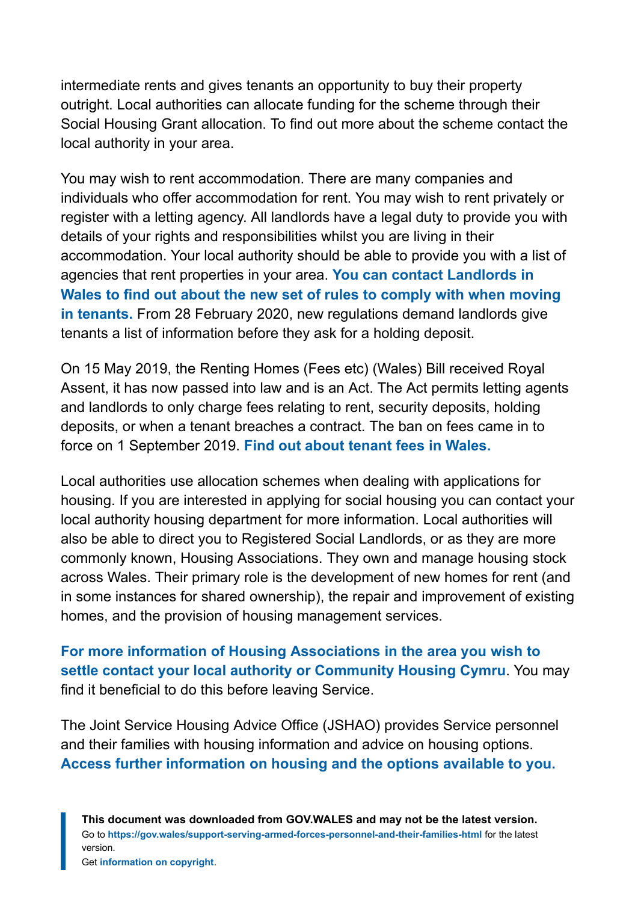intermediate rents and gives tenants an opportunity to buy their property outright. Local authorities can allocate funding for the scheme through their Social Housing Grant allocation. To find out more about the scheme contact the local authority in your area.

You may wish to rent accommodation. There are many companies and individuals who offer accommodation for rent. You may wish to rent privately or register with a letting agency. All landlords have a legal duty to provide you with details of your rights and responsibilities whilst you are living in their accommodation. Your local authority should be able to provide you with a list of agencies that rent properties in your area. **You can contact Landlords in Wales to find out about the new set of rules to comply with when moving in tenants.** From 28 February 2020, new regulations demand landlords give tenants a list of information before they ask for a holding deposit.

On 15 May 2019, the Renting Homes (Fees etc) (Wales) Bill received Royal Assent, it has now passed into law and is an Act. The Act permits letting agents and landlords to only charge fees relating to rent, security deposits, holding deposits, or when a tenant breaches a contract. The ban on fees came in to force on 1 September 2019. **Find out about tenant fees in Wales.**

Local authorities use allocation schemes when dealing with applications for housing. If you are interested in applying for social housing you can contact your local authority housing department for more information. Local authorities will also be able to direct you to Registered Social Landlords, or as they are more commonly known, Housing Associations. They own and manage housing stock across Wales. Their primary role is the development of new homes for rent (and in some instances for shared ownership), the repair and improvement of existing homes, and the provision of housing management services.

**For more information of Housing Associations in the area you wish to settle contact your local authority or Community Housing Cymru**. You may find it beneficial to do this before leaving Service.

The Joint Service Housing Advice Office (JSHAO) provides Service personnel and their families with housing information and advice on housing options. **Access further information on housing and the options available to you.**

**This document was downloaded from GOV.WALES and may not be the latest version.**
Go to **https://gov.wales/support-serving-armed-forces-personnel-and-their-families-html** for the latest version.
Get **information on copyright**.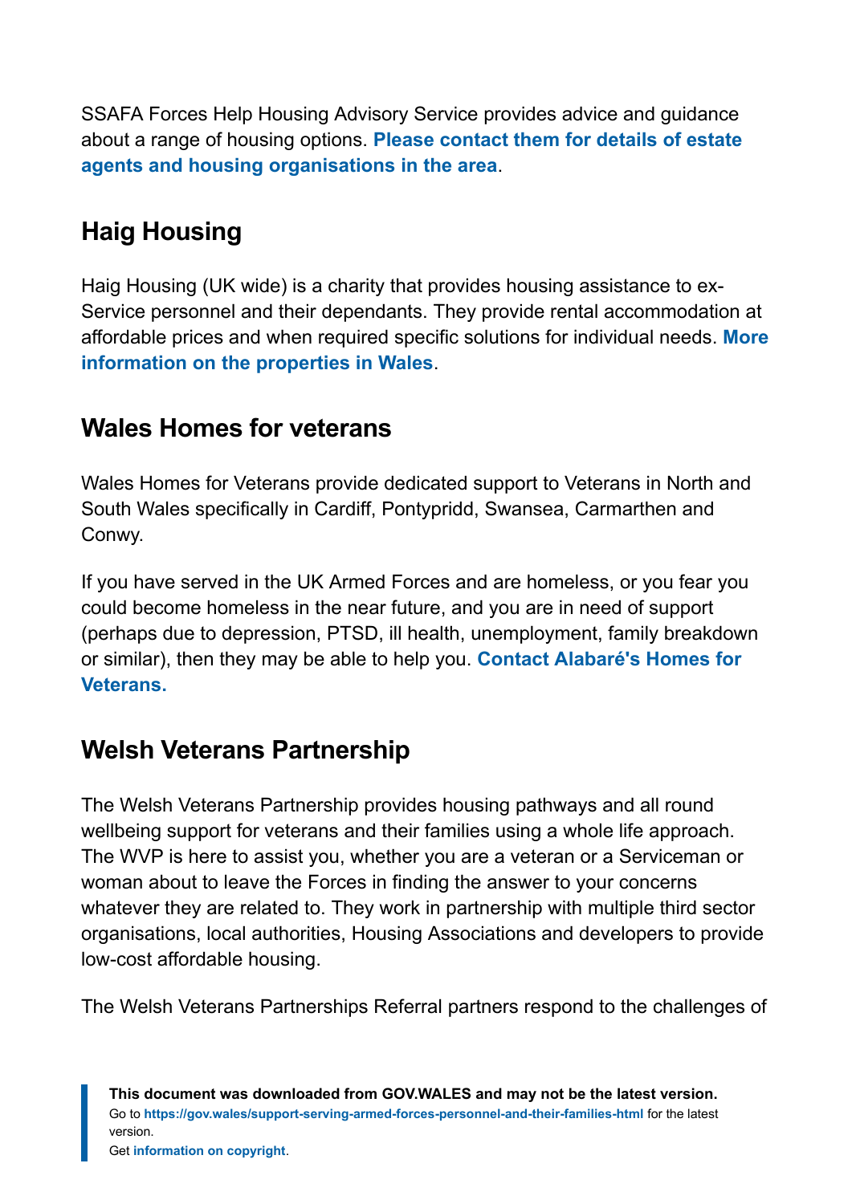SSAFA Forces Help Housing Advisory Service provides advice and guidance about a range of housing options. **Please contact them for details of estate agents and housing organisations in the area**.

## Haig Housing

Haig Housing (UK wide) is a charity that provides housing assistance to ex-Service personnel and their dependants. They provide rental accommodation at affordable prices and when required specific solutions for individual needs. **More information on the properties in Wales**.

## Wales Homes for veterans

Wales Homes for Veterans provide dedicated support to Veterans in North and South Wales specifically in Cardiff, Pontypridd, Swansea, Carmarthen and Conwy.

If you have served in the UK Armed Forces and are homeless, or you fear you could become homeless in the near future, and you are in need of support (perhaps due to depression, PTSD, ill health, unemployment, family breakdown or similar), then they may be able to help you. **Contact Alabaré's Homes for Veterans.**

## Welsh Veterans Partnership

The Welsh Veterans Partnership provides housing pathways and all round wellbeing support for veterans and their families using a whole life approach. The WVP is here to assist you, whether you are a veteran or a Serviceman or woman about to leave the Forces in finding the answer to your concerns whatever they are related to. They work in partnership with multiple third sector organisations, local authorities, Housing Associations and developers to provide low-cost affordable housing.

The Welsh Veterans Partnerships Referral partners respond to the challenges of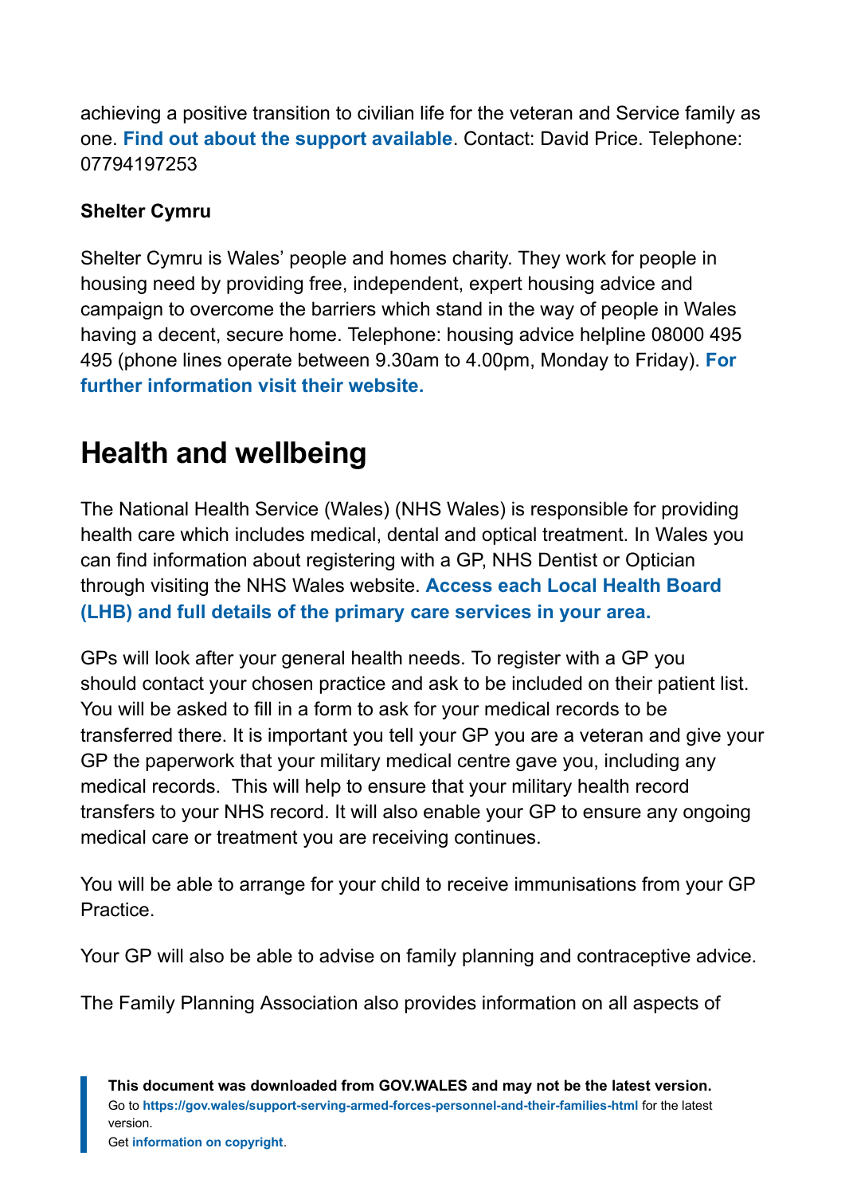achieving a positive transition to civilian life for the veteran and Service family as one. **Find out about the support available**. Contact: David Price. Telephone: 07794197253

**Shelter Cymru**

Shelter Cymru is Wales' people and homes charity. They work for people in housing need by providing free, independent, expert housing advice and campaign to overcome the barriers which stand in the way of people in Wales having a decent, secure home. Telephone: housing advice helpline 08000 495 495 (phone lines operate between 9.30am to 4.00pm, Monday to Friday). **For further information visit their website.**

## Health and wellbeing

The National Health Service (Wales) (NHS Wales) is responsible for providing health care which includes medical, dental and optical treatment. In Wales you can find information about registering with a GP, NHS Dentist or Optician through visiting the NHS Wales website. **Access each Local Health Board (LHB) and full details of the primary care services in your area.**

GPs will look after your general health needs. To register with a GP you should contact your chosen practice and ask to be included on their patient list. You will be asked to fill in a form to ask for your medical records to be transferred there. It is important you tell your GP you are a veteran and give your GP the paperwork that your military medical centre gave you, including any medical records. This will help to ensure that your military health record transfers to your NHS record. It will also enable your GP to ensure any ongoing medical care or treatment you are receiving continues.

You will be able to arrange for your child to receive immunisations from your GP Practice.

Your GP will also be able to advise on family planning and contraceptive advice.

The Family Planning Association also provides information on all aspects of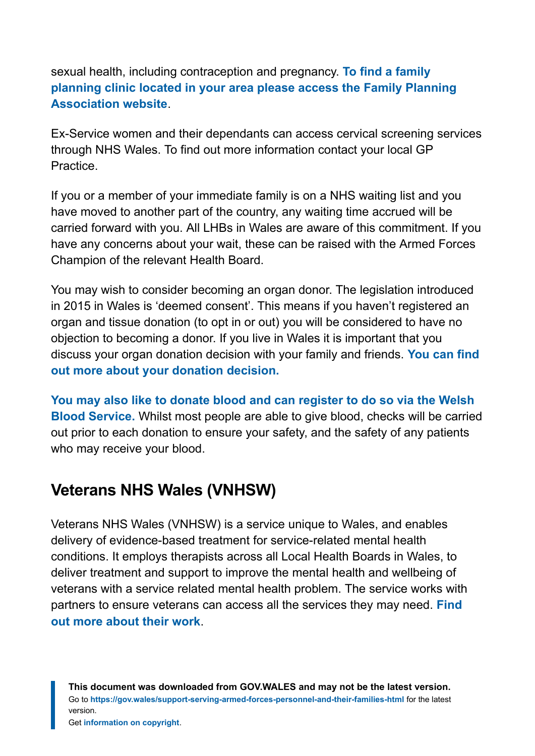sexual health, including contraception and pregnancy. **To find a family planning clinic located in your area please access the Family Planning Association website**.

Ex-Service women and their dependants can access cervical screening services through NHS Wales. To find out more information contact your local GP Practice.

If you or a member of your immediate family is on a NHS waiting list and you have moved to another part of the country, any waiting time accrued will be carried forward with you. All LHBs in Wales are aware of this commitment. If you have any concerns about your wait, these can be raised with the Armed Forces Champion of the relevant Health Board.

You may wish to consider becoming an organ donor. The legislation introduced in 2015 in Wales is 'deemed consent'. This means if you haven't registered an organ and tissue donation (to opt in or out) you will be considered to have no objection to becoming a donor. If you live in Wales it is important that you discuss your organ donation decision with your family and friends. **You can find out more about your donation decision.**

**You may also like to donate blood and can register to do so via the Welsh Blood Service.** Whilst most people are able to give blood, checks will be carried out prior to each donation to ensure your safety, and the safety of any patients who may receive your blood.

## Veterans NHS Wales (VNHSW)

Veterans NHS Wales (VNHSW) is a service unique to Wales, and enables delivery of evidence-based treatment for service-related mental health conditions. It employs therapists across all Local Health Boards in Wales, to deliver treatment and support to improve the mental health and wellbeing of veterans with a service related mental health problem. The service works with partners to ensure veterans can access all the services they may need. **Find out more about their work**.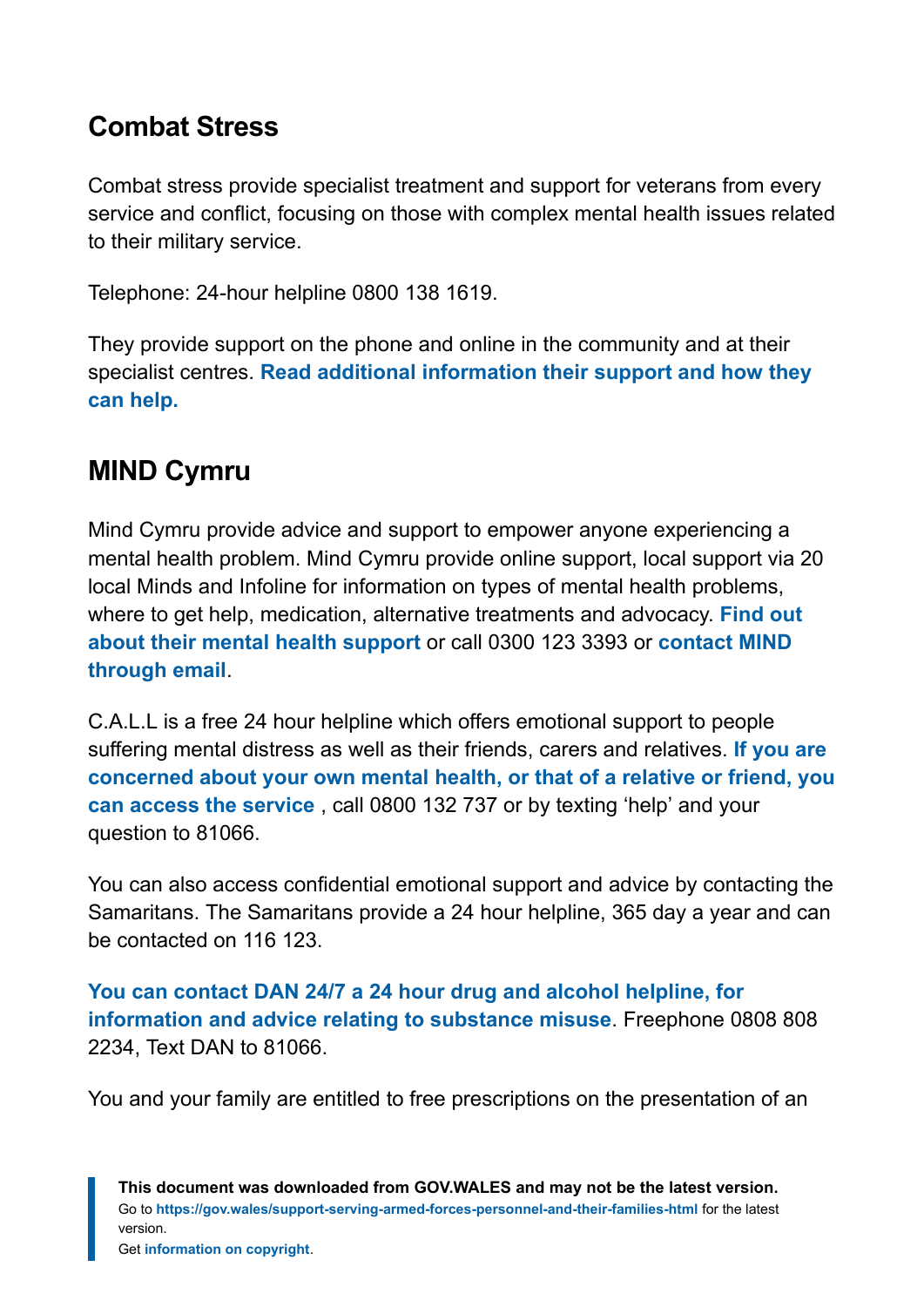## Combat Stress

Combat stress provide specialist treatment and support for veterans from every service and conflict, focusing on those with complex mental health issues related to their military service.

Telephone: 24-hour helpline 0800 138 1619.

They provide support on the phone and online in the community and at their specialist centres. **Read additional information their support and how they can help.**

## MIND Cymru

Mind Cymru provide advice and support to empower anyone experiencing a mental health problem. Mind Cymru provide online support, local support via 20 local Minds and Infoline for information on types of mental health problems, where to get help, medication, alternative treatments and advocacy. **Find out about their mental health support** or call 0300 123 3393 or **contact MIND through email**.

C.A.L.L is a free 24 hour helpline which offers emotional support to people suffering mental distress as well as their friends, carers and relatives. **If you are concerned about your own mental health, or that of a relative or friend, you can access the service** , call 0800 132 737 or by texting 'help' and your question to 81066.

You can also access confidential emotional support and advice by contacting the Samaritans. The Samaritans provide a 24 hour helpline, 365 day a year and can be contacted on 116 123.

**You can contact DAN 24/7 a 24 hour drug and alcohol helpline, for information and advice relating to substance misuse**. Freephone 0808 808 2234, Text DAN to 81066.

You and your family are entitled to free prescriptions on the presentation of an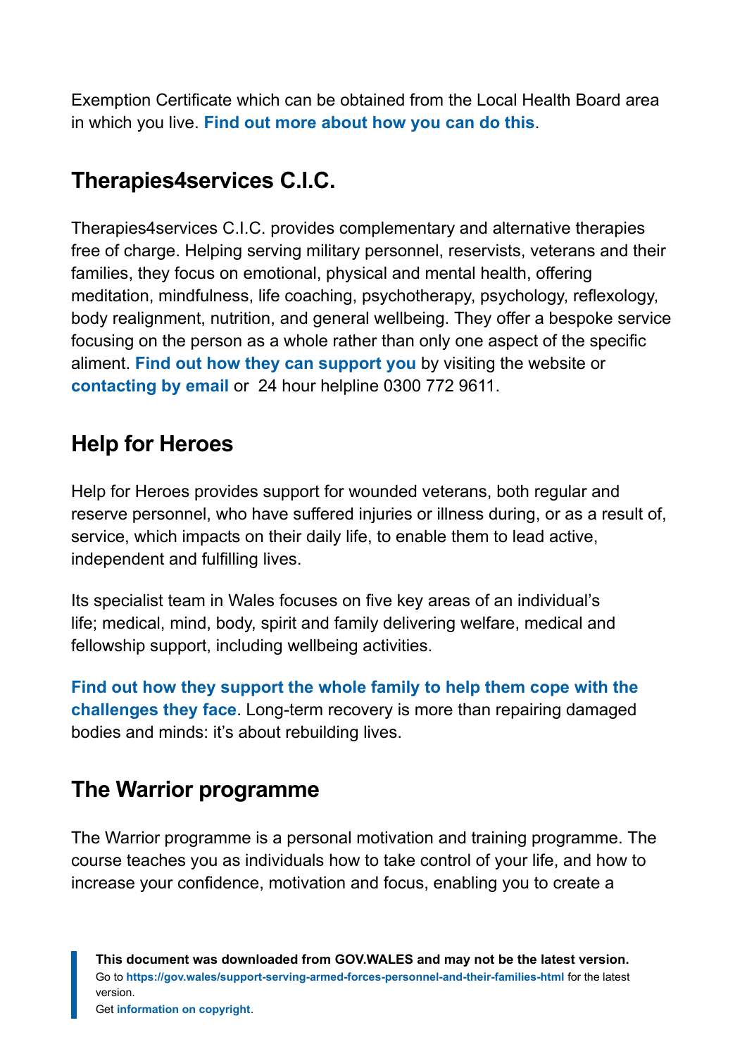Exemption Certificate which can be obtained from the Local Health Board area in which you live. **Find out more about how you can do this**.

## Therapies4services C.I.C.

Therapies4services C.I.C. provides complementary and alternative therapies free of charge. Helping serving military personnel, reservists, veterans and their families, they focus on emotional, physical and mental health, offering meditation, mindfulness, life coaching, psychotherapy, psychology, reflexology, body realignment, nutrition, and general wellbeing. They offer a bespoke service focusing on the person as a whole rather than only one aspect of the specific aliment. **Find out how they can support you** by visiting the website or **contacting by email** or 24 hour helpline 0300 772 9611.

## Help for Heroes

Help for Heroes provides support for wounded veterans, both regular and reserve personnel, who have suffered injuries or illness during, or as a result of, service, which impacts on their daily life, to enable them to lead active, independent and fulfilling lives.

Its specialist team in Wales focuses on five key areas of an individual's life; medical, mind, body, spirit and family delivering welfare, medical and fellowship support, including wellbeing activities.

**Find out how they support the whole family to help them cope with the challenges they face**. Long-term recovery is more than repairing damaged bodies and minds: it's about rebuilding lives.

## The Warrior programme

The Warrior programme is a personal motivation and training programme. The course teaches you as individuals how to take control of your life, and how to increase your confidence, motivation and focus, enabling you to create a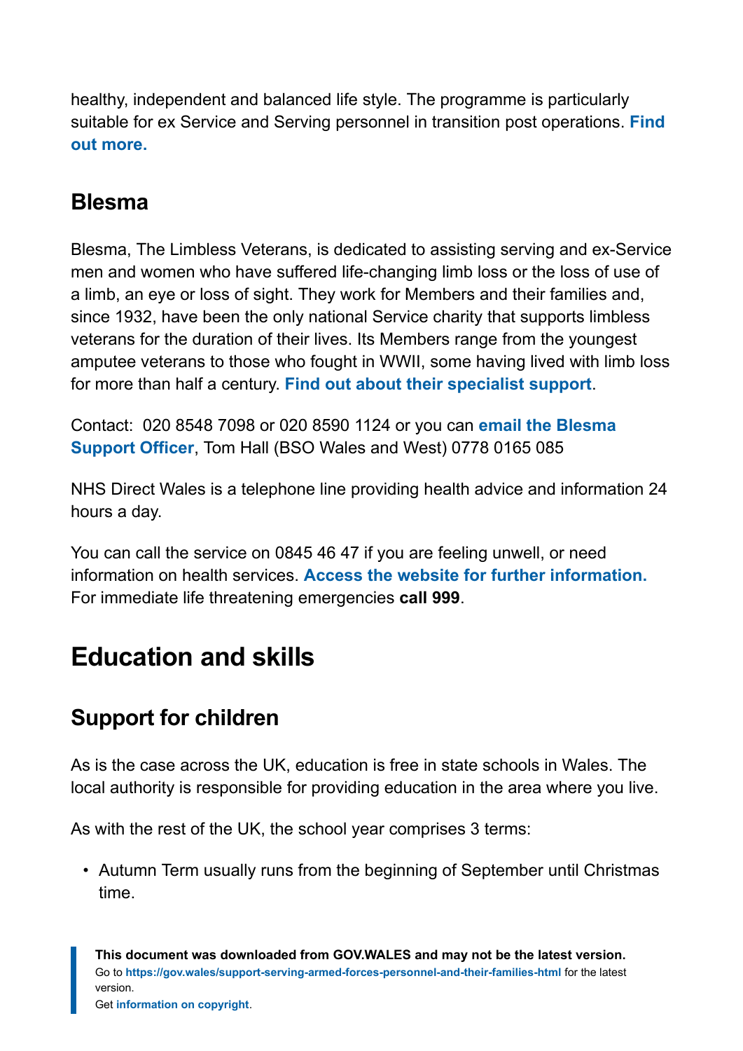healthy, independent and balanced life style. The programme is particularly suitable for ex Service and Serving personnel in transition post operations. **Find out more.**

### Blesma

Blesma, The Limbless Veterans, is dedicated to assisting serving and ex-Service men and women who have suffered life-changing limb loss or the loss of use of a limb, an eye or loss of sight. They work for Members and their families and, since 1932, have been the only national Service charity that supports limbless veterans for the duration of their lives. Its Members range from the youngest amputee veterans to those who fought in WWII, some having lived with limb loss for more than half a century. **Find out about their specialist support**.

Contact: 020 8548 7098 or 020 8590 1124 or you can **email the Blesma Support Officer**, Tom Hall (BSO Wales and West) 0778 0165 085

NHS Direct Wales is a telephone line providing health advice and information 24 hours a day.

You can call the service on 0845 46 47 if you are feeling unwell, or need information on health services. **Access the website for further information.** For immediate life threatening emergencies **call 999**.

## Education and skills

### Support for children

As is the case across the UK, education is free in state schools in Wales. The local authority is responsible for providing education in the area where you live.

As with the rest of the UK, the school year comprises 3 terms:

- Autumn Term usually runs from the beginning of September until Christmas time.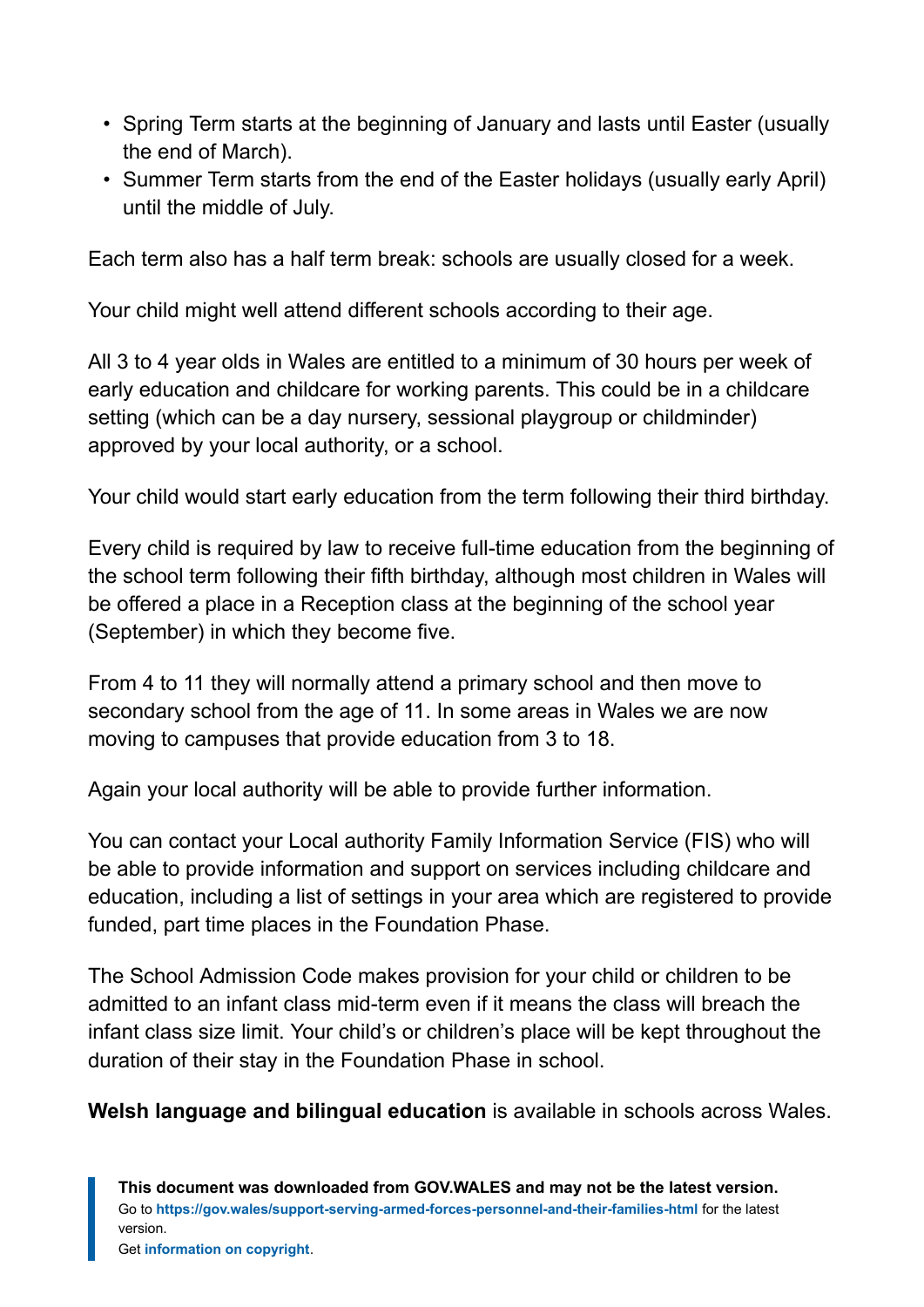- Spring Term starts at the beginning of January and lasts until Easter (usually the end of March).
- Summer Term starts from the end of the Easter holidays (usually early April) until the middle of July.

Each term also has a half term break: schools are usually closed for a week.

Your child might well attend different schools according to their age.

All 3 to 4 year olds in Wales are entitled to a minimum of 30 hours per week of early education and childcare for working parents. This could be in a childcare setting (which can be a day nursery, sessional playgroup or childminder) approved by your local authority, or a school.

Your child would start early education from the term following their third birthday.

Every child is required by law to receive full-time education from the beginning of the school term following their fifth birthday, although most children in Wales will be offered a place in a Reception class at the beginning of the school year (September) in which they become five.

From 4 to 11 they will normally attend a primary school and then move to secondary school from the age of 11. In some areas in Wales we are now moving to campuses that provide education from 3 to 18.

Again your local authority will be able to provide further information.

You can contact your Local authority Family Information Service (FIS) who will be able to provide information and support on services including childcare and education, including a list of settings in your area which are registered to provide funded, part time places in the Foundation Phase.

The School Admission Code makes provision for your child or children to be admitted to an infant class mid-term even if it means the class will breach the infant class size limit. Your child's or children's place will be kept throughout the duration of their stay in the Foundation Phase in school.

**Welsh language and bilingual education** is available in schools across Wales.

**This document was downloaded from GOV.WALES and may not be the latest version.**
Go to **https://gov.wales/support-serving-armed-forces-personnel-and-their-families-html** for the latest version.
Get **information on copyright**.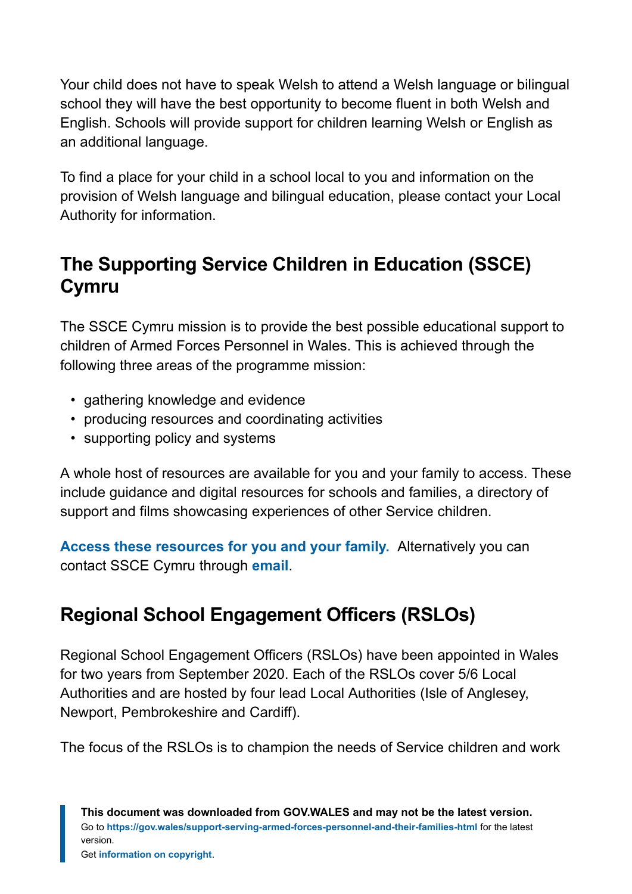Your child does not have to speak Welsh to attend a Welsh language or bilingual school they will have the best opportunity to become fluent in both Welsh and English. Schools will provide support for children learning Welsh or English as an additional language.

To find a place for your child in a school local to you and information on the provision of Welsh language and bilingual education, please contact your Local Authority for information.

## The Supporting Service Children in Education (SSCE) Cymru

The SSCE Cymru mission is to provide the best possible educational support to children of Armed Forces Personnel in Wales. This is achieved through the following three areas of the programme mission:

- gathering knowledge and evidence
- producing resources and coordinating activities
- supporting policy and systems

A whole host of resources are available for you and your family to access. These include guidance and digital resources for schools and families, a directory of support and films showcasing experiences of other Service children.

**Access these resources for you and your family.** Alternatively you can contact SSCE Cymru through **email**.

## Regional School Engagement Officers (RSLOs)

Regional School Engagement Officers (RSLOs) have been appointed in Wales for two years from September 2020. Each of the RSLOs cover 5/6 Local Authorities and are hosted by four lead Local Authorities (Isle of Anglesey, Newport, Pembrokeshire and Cardiff).

The focus of the RSLOs is to champion the needs of Service children and work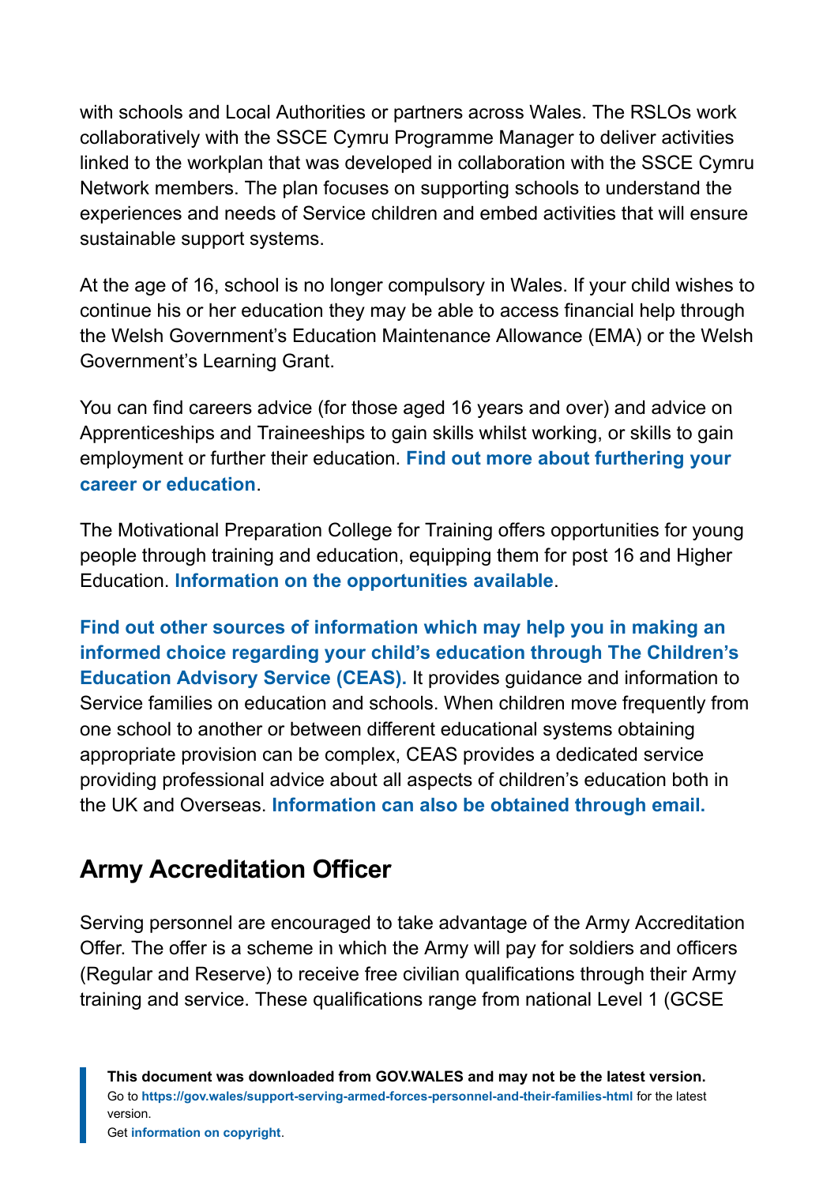with schools and Local Authorities or partners across Wales. The RSLOs work collaboratively with the SSCE Cymru Programme Manager to deliver activities linked to the workplan that was developed in collaboration with the SSCE Cymru Network members. The plan focuses on supporting schools to understand the experiences and needs of Service children and embed activities that will ensure sustainable support systems.

At the age of 16, school is no longer compulsory in Wales. If your child wishes to continue his or her education they may be able to access financial help through the Welsh Government's Education Maintenance Allowance (EMA) or the Welsh Government's Learning Grant.

You can find careers advice (for those aged 16 years and over) and advice on Apprenticeships and Traineeships to gain skills whilst working, or skills to gain employment or further their education. **Find out more about furthering your career or education**.

The Motivational Preparation College for Training offers opportunities for young people through training and education, equipping them for post 16 and Higher Education. **Information on the opportunities available**.

**Find out other sources of information which may help you in making an informed choice regarding your child's education through The Children's Education Advisory Service (CEAS).** It provides guidance and information to Service families on education and schools. When children move frequently from one school to another or between different educational systems obtaining appropriate provision can be complex, CEAS provides a dedicated service providing professional advice about all aspects of children's education both in the UK and Overseas. **Information can also be obtained through email.**

## Army Accreditation Officer

Serving personnel are encouraged to take advantage of the Army Accreditation Offer. The offer is a scheme in which the Army will pay for soldiers and officers (Regular and Reserve) to receive free civilian qualifications through their Army training and service. These qualifications range from national Level 1 (GCSE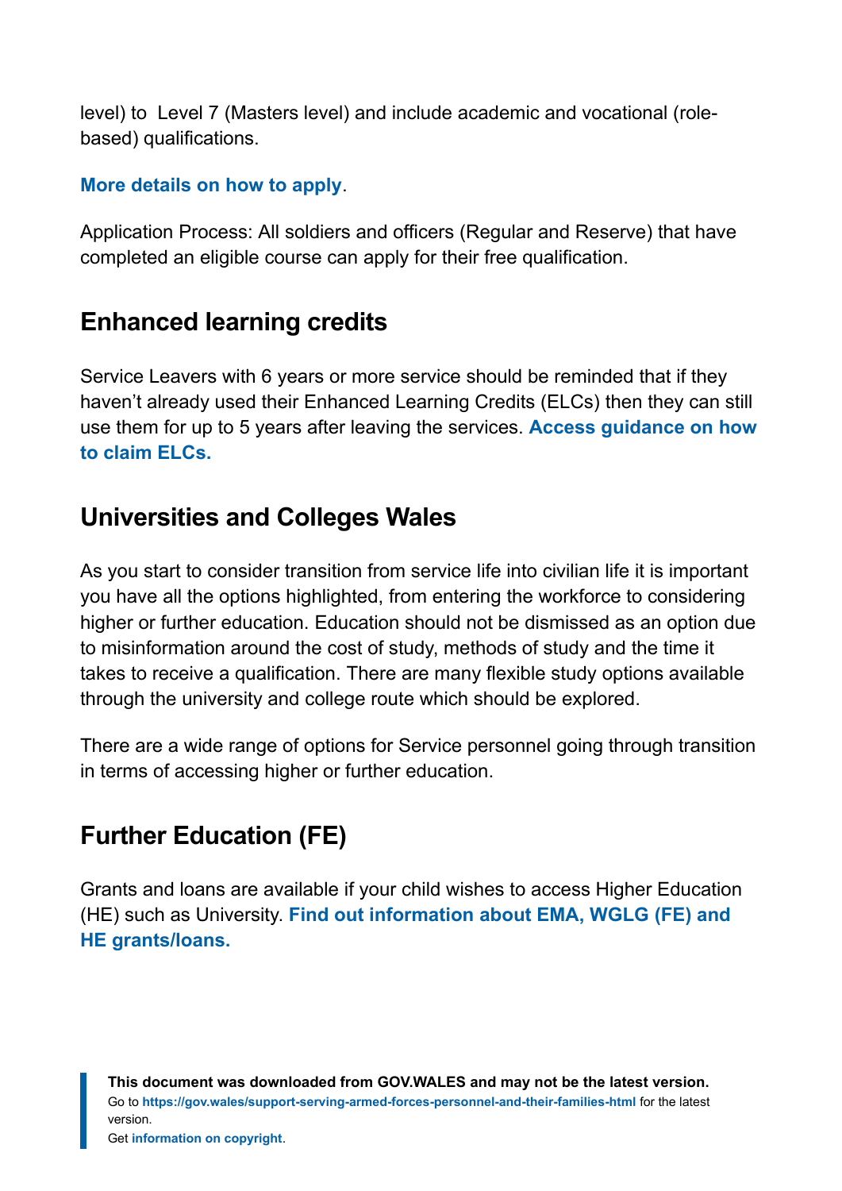level) to  Level 7 (Masters level) and include academic and vocational (role-based) qualifications.

**More details on how to apply**.

Application Process: All soldiers and officers (Regular and Reserve) that have completed an eligible course can apply for their free qualification.

## Enhanced learning credits

Service Leavers with 6 years or more service should be reminded that if they haven't already used their Enhanced Learning Credits (ELCs) then they can still use them for up to 5 years after leaving the services. **Access guidance on how to claim ELCs.**

## Universities and Colleges Wales

As you start to consider transition from service life into civilian life it is important you have all the options highlighted, from entering the workforce to considering higher or further education. Education should not be dismissed as an option due to misinformation around the cost of study, methods of study and the time it takes to receive a qualification. There are many flexible study options available through the university and college route which should be explored.

There are a wide range of options for Service personnel going through transition in terms of accessing higher or further education.

## Further Education (FE)

Grants and loans are available if your child wishes to access Higher Education (HE) such as University. **Find out information about EMA, WGLG (FE) and HE grants/loans.**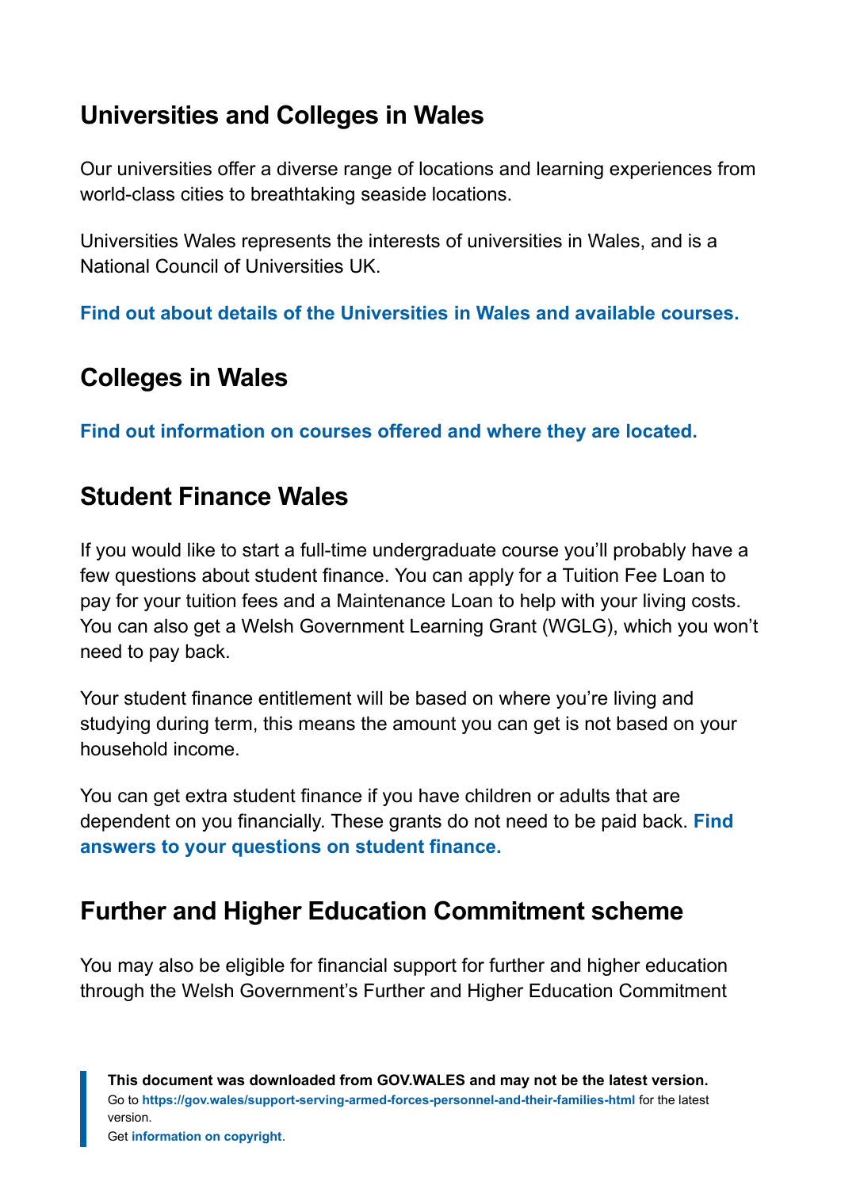## Universities and Colleges in Wales

Our universities offer a diverse range of locations and learning experiences from world-class cities to breathtaking seaside locations.

Universities Wales represents the interests of universities in Wales, and is a National Council of Universities UK.

**Find out about details of the Universities in Wales and available courses.**

## Colleges in Wales

**Find out information on courses offered and where they are located.**

## Student Finance Wales

If you would like to start a full-time undergraduate course you'll probably have a few questions about student finance. You can apply for a Tuition Fee Loan to pay for your tuition fees and a Maintenance Loan to help with your living costs. You can also get a Welsh Government Learning Grant (WGLG), which you won't need to pay back.

Your student finance entitlement will be based on where you're living and studying during term, this means the amount you can get is not based on your household income.

You can get extra student finance if you have children or adults that are dependent on you financially. These grants do not need to be paid back. **Find answers to your questions on student finance.**

## Further and Higher Education Commitment scheme

You may also be eligible for financial support for further and higher education through the Welsh Government's Further and Higher Education Commitment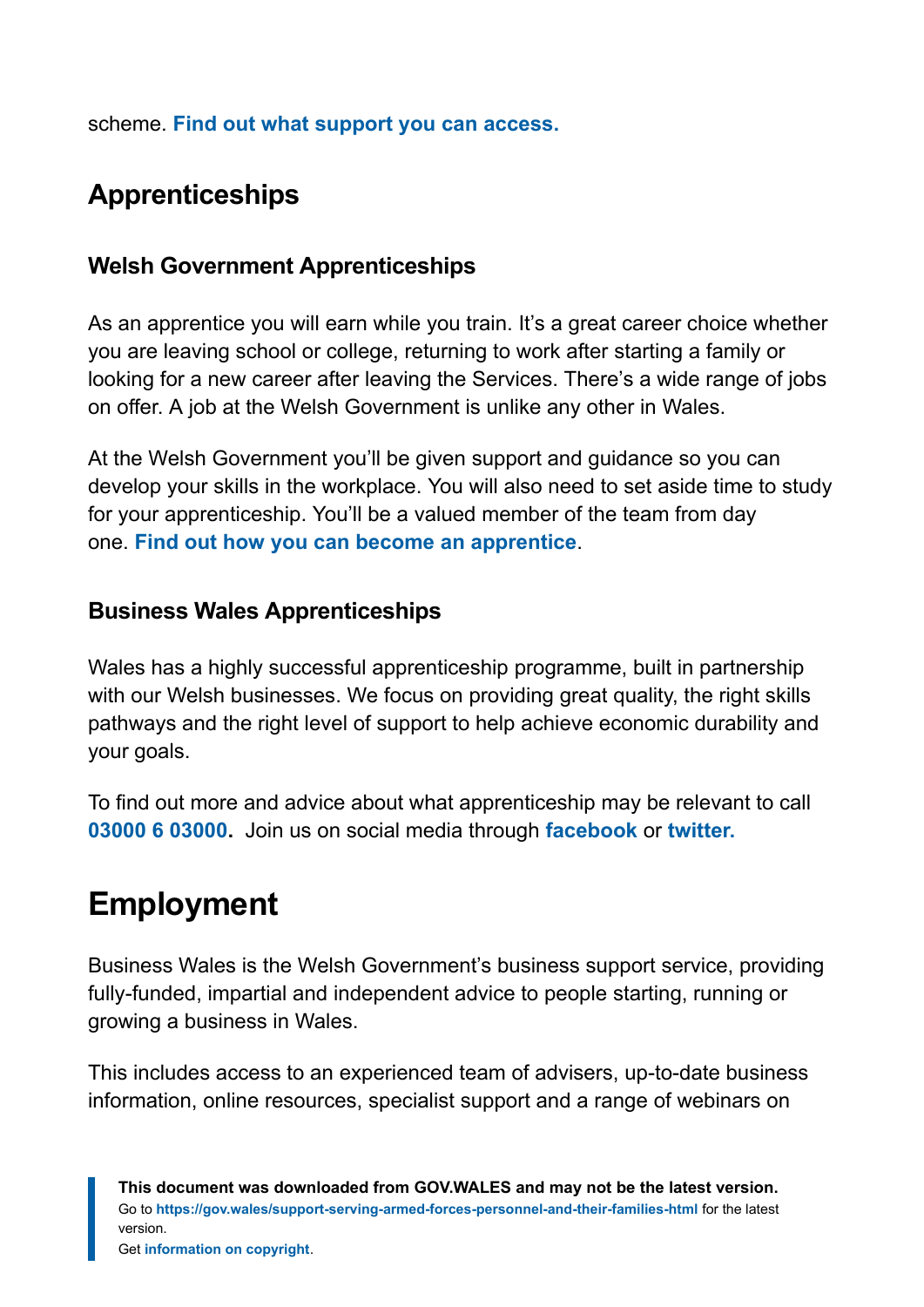scheme. **Find out what support you can access.**

## Apprenticeships

### Welsh Government Apprenticeships

As an apprentice you will earn while you train. It's a great career choice whether you are leaving school or college, returning to work after starting a family or looking for a new career after leaving the Services. There's a wide range of jobs on offer. A job at the Welsh Government is unlike any other in Wales.

At the Welsh Government you'll be given support and guidance so you can develop your skills in the workplace. You will also need to set aside time to study for your apprenticeship. You'll be a valued member of the team from day one. **Find out how you can become an apprentice**.

### Business Wales Apprenticeships

Wales has a highly successful apprenticeship programme, built in partnership with our Welsh businesses. We focus on providing great quality, the right skills pathways and the right level of support to help achieve economic durability and your goals.

To find out more and advice about what apprenticeship may be relevant to call **03000 6 03000.** Join us on social media through **facebook** or **twitter.**

# Employment

Business Wales is the Welsh Government's business support service, providing fully-funded, impartial and independent advice to people starting, running or growing a business in Wales.

This includes access to an experienced team of advisers, up-to-date business information, online resources, specialist support and a range of webinars on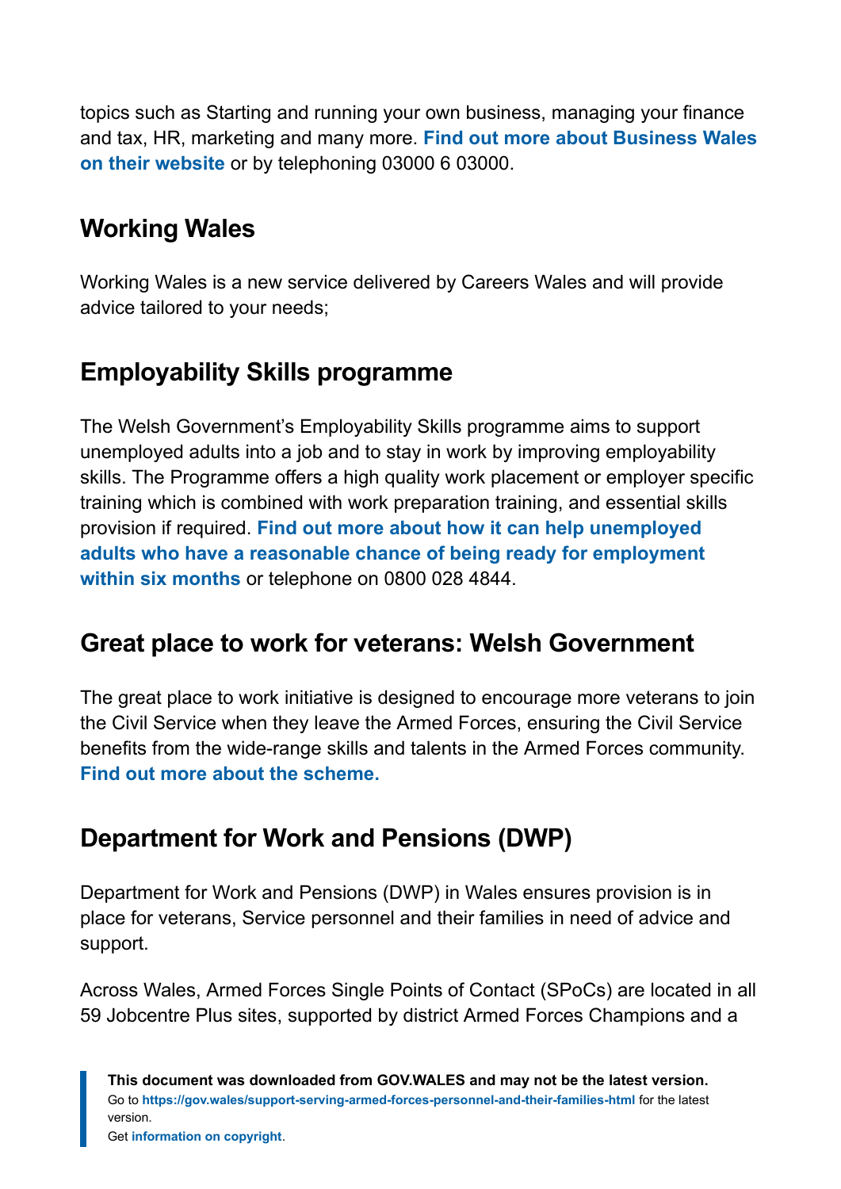topics such as Starting and running your own business, managing your finance and tax, HR, marketing and many more. **Find out more about Business Wales on their website** or by telephoning 03000 6 03000.

## Working Wales

Working Wales is a new service delivered by Careers Wales and will provide advice tailored to your needs;

## Employability Skills programme

The Welsh Government's Employability Skills programme aims to support unemployed adults into a job and to stay in work by improving employability skills. The Programme offers a high quality work placement or employer specific training which is combined with work preparation training, and essential skills provision if required. **Find out more about how it can help unemployed adults who have a reasonable chance of being ready for employment within six months** or telephone on 0800 028 4844.

## Great place to work for veterans: Welsh Government

The great place to work initiative is designed to encourage more veterans to join the Civil Service when they leave the Armed Forces, ensuring the Civil Service benefits from the wide-range skills and talents in the Armed Forces community. **Find out more about the scheme.**

## Department for Work and Pensions (DWP)

Department for Work and Pensions (DWP) in Wales ensures provision is in place for veterans, Service personnel and their families in need of advice and support.

Across Wales, Armed Forces Single Points of Contact (SPoCs) are located in all 59 Jobcentre Plus sites, supported by district Armed Forces Champions and a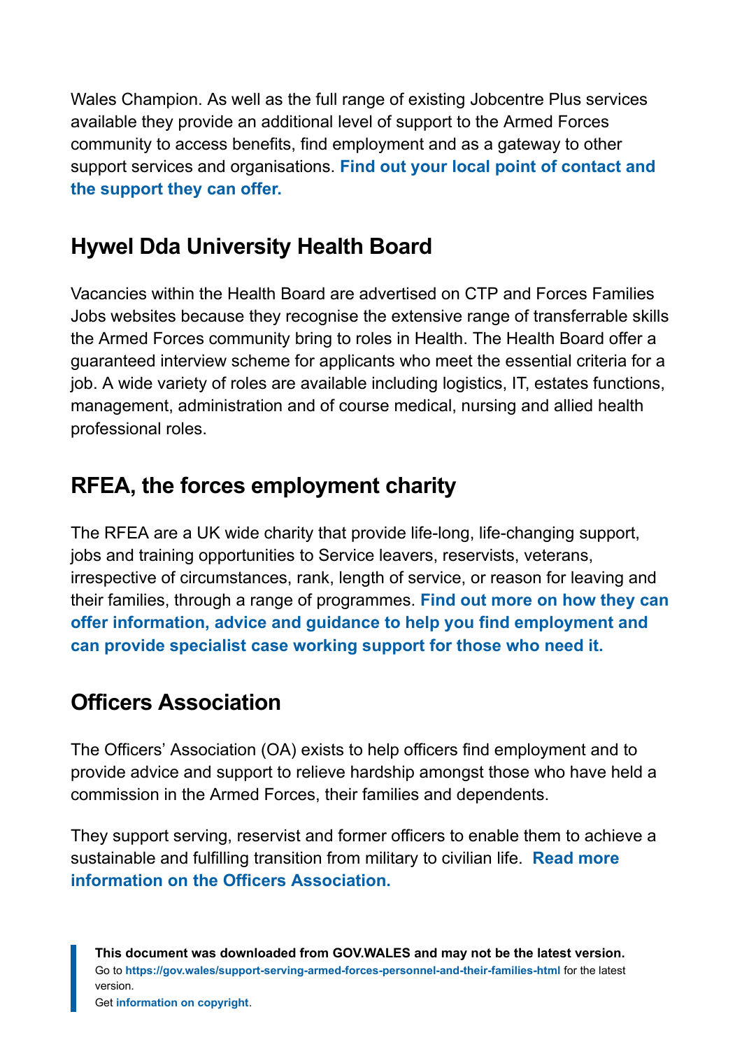Wales Champion. As well as the full range of existing Jobcentre Plus services available they provide an additional level of support to the Armed Forces community to access benefits, find employment and as a gateway to other support services and organisations. **Find out your local point of contact and the support they can offer.**

## Hywel Dda University Health Board

Vacancies within the Health Board are advertised on CTP and Forces Families Jobs websites because they recognise the extensive range of transferrable skills the Armed Forces community bring to roles in Health. The Health Board offer a guaranteed interview scheme for applicants who meet the essential criteria for a job. A wide variety of roles are available including logistics, IT, estates functions, management, administration and of course medical, nursing and allied health professional roles.

## RFEA, the forces employment charity

The RFEA are a UK wide charity that provide life-long, life-changing support, jobs and training opportunities to Service leavers, reservists, veterans, irrespective of circumstances, rank, length of service, or reason for leaving and their families, through a range of programmes. **Find out more on how they can offer information, advice and guidance to help you find employment and can provide specialist case working support for those who need it.**

## Officers Association

The Officers' Association (OA) exists to help officers find employment and to provide advice and support to relieve hardship amongst those who have held a commission in the Armed Forces, their families and dependents.

They support serving, reservist and former officers to enable them to achieve a sustainable and fulfilling transition from military to civilian life. **Read more information on the Officers Association.**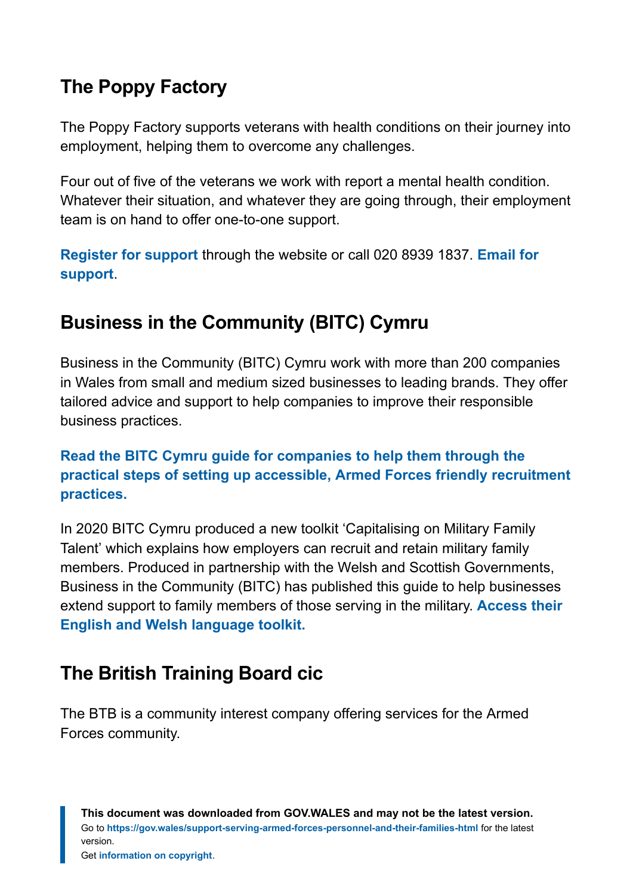## The Poppy Factory

The Poppy Factory supports veterans with health conditions on their journey into employment, helping them to overcome any challenges.

Four out of five of the veterans we work with report a mental health condition. Whatever their situation, and whatever they are going through, their employment team is on hand to offer one-to-one support.

**Register for support** through the website or call 020 8939 1837. **Email for support**.

## Business in the Community (BITC) Cymru

Business in the Community (BITC) Cymru work with more than 200 companies in Wales from small and medium sized businesses to leading brands. They offer tailored advice and support to help companies to improve their responsible business practices.

**Read the BITC Cymru guide for companies to help them through the practical steps of setting up accessible, Armed Forces friendly recruitment practices.**

In 2020 BITC Cymru produced a new toolkit 'Capitalising on Military Family Talent' which explains how employers can recruit and retain military family members. Produced in partnership with the Welsh and Scottish Governments, Business in the Community (BITC) has published this guide to help businesses extend support to family members of those serving in the military. **Access their English and Welsh language toolkit.**

## The British Training Board cic

The BTB is a community interest company offering services for the Armed Forces community.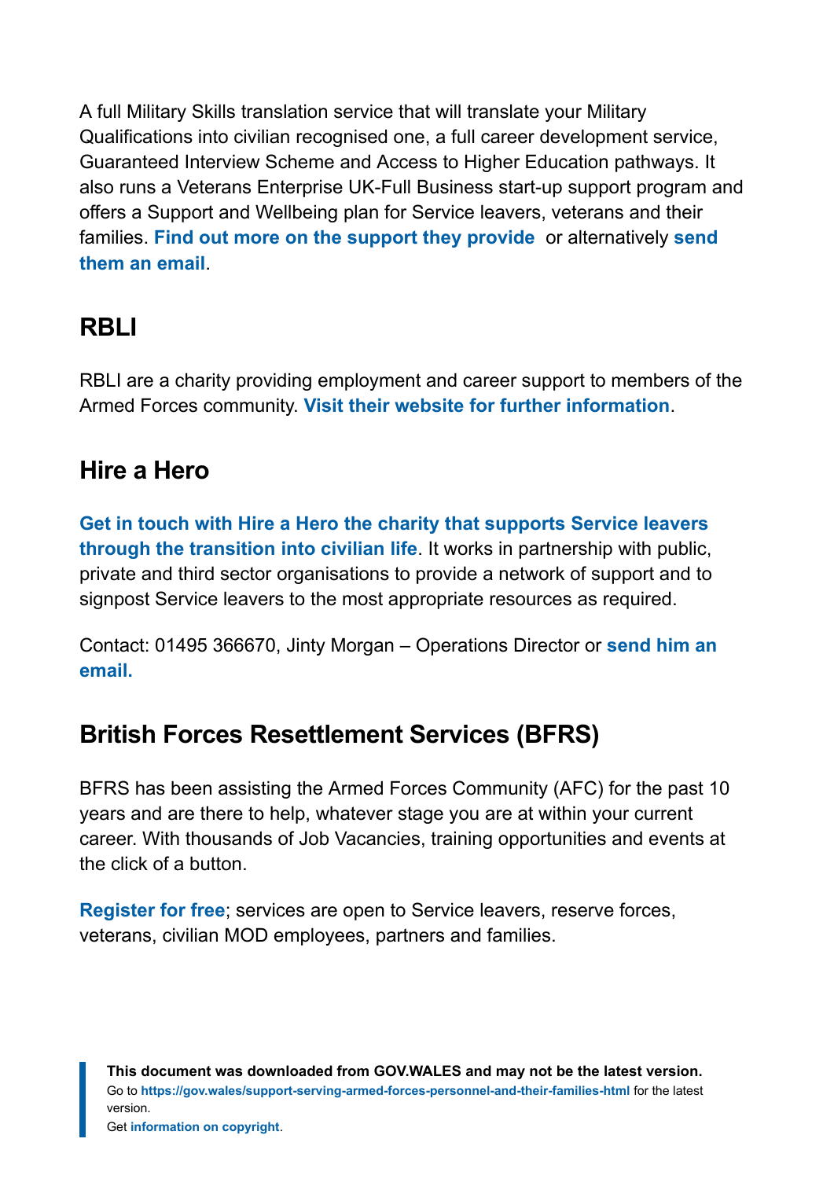A full Military Skills translation service that will translate your Military Qualifications into civilian recognised one, a full career development service, Guaranteed Interview Scheme and Access to Higher Education pathways. It also runs a Veterans Enterprise UK-Full Business start-up support program and offers a Support and Wellbeing plan for Service leavers, veterans and their families. **Find out more on the support they provide** or alternatively **send them an email**.

## RBLI

RBLI are a charity providing employment and career support to members of the Armed Forces community. **Visit their website for further information**.

## Hire a Hero

**Get in touch with Hire a Hero the charity that supports Service leavers through the transition into civilian life**. It works in partnership with public, private and third sector organisations to provide a network of support and to signpost Service leavers to the most appropriate resources as required.

Contact: 01495 366670, Jinty Morgan – Operations Director or **send him an email.**

## British Forces Resettlement Services (BFRS)

BFRS has been assisting the Armed Forces Community (AFC) for the past 10 years and are there to help, whatever stage you are at within your current career. With thousands of Job Vacancies, training opportunities and events at the click of a button.

**Register for free**; services are open to Service leavers, reserve forces, veterans, civilian MOD employees, partners and families.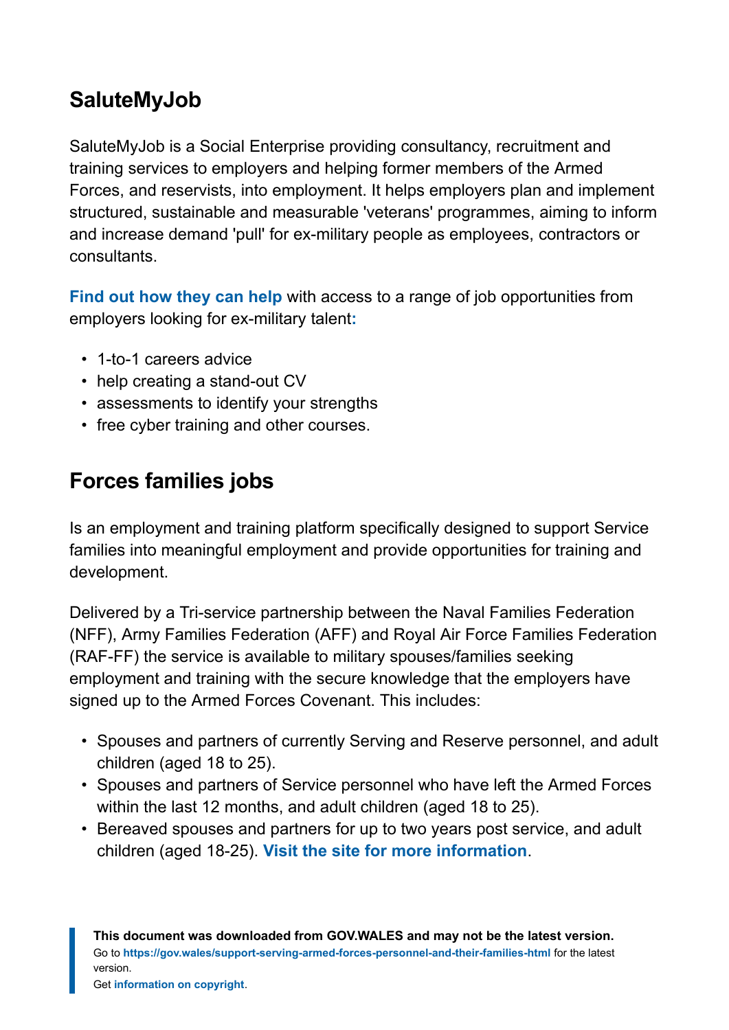## SaluteMyJob

SaluteMyJob is a Social Enterprise providing consultancy, recruitment and training services to employers and helping former members of the Armed Forces, and reservists, into employment. It helps employers plan and implement structured, sustainable and measurable 'veterans' programmes, aiming to inform and increase demand 'pull' for ex-military people as employees, contractors or consultants.

**Find out how they can help** with access to a range of job opportunities from employers looking for ex-military talent:

- 1-to-1 careers advice
- help creating a stand-out CV
- assessments to identify your strengths
- free cyber training and other courses.

## Forces families jobs

Is an employment and training platform specifically designed to support Service families into meaningful employment and provide opportunities for training and development.

Delivered by a Tri-service partnership between the Naval Families Federation (NFF), Army Families Federation (AFF) and Royal Air Force Families Federation (RAF-FF) the service is available to military spouses/families seeking employment and training with the secure knowledge that the employers have signed up to the Armed Forces Covenant. This includes:

- Spouses and partners of currently Serving and Reserve personnel, and adult children (aged 18 to 25).
- Spouses and partners of Service personnel who have left the Armed Forces within the last 12 months, and adult children (aged 18 to 25).
- Bereaved spouses and partners for up to two years post service, and adult children (aged 18-25). **Visit the site for more information**.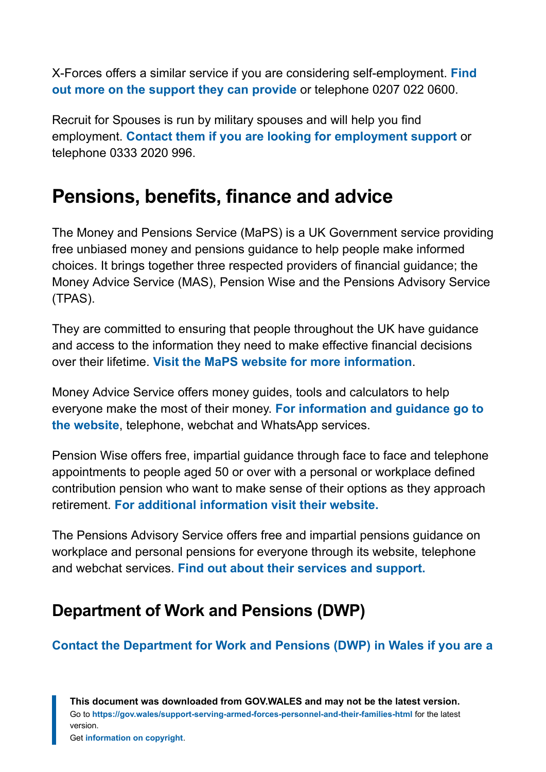X-Forces offers a similar service if you are considering self-employment. **Find out more on the support they can provide** or telephone 0207 022 0600.

Recruit for Spouses is run by military spouses and will help you find employment. **Contact them if you are looking for employment support** or telephone 0333 2020 996.

## Pensions, benefits, finance and advice

The Money and Pensions Service (MaPS) is a UK Government service providing free unbiased money and pensions guidance to help people make informed choices. It brings together three respected providers of financial guidance; the Money Advice Service (MAS), Pension Wise and the Pensions Advisory Service (TPAS).

They are committed to ensuring that people throughout the UK have guidance and access to the information they need to make effective financial decisions over their lifetime. **Visit the MaPS website for more information**.

Money Advice Service offers money guides, tools and calculators to help everyone make the most of their money. **For information and guidance go to the website**, telephone, webchat and WhatsApp services.

Pension Wise offers free, impartial guidance through face to face and telephone appointments to people aged 50 or over with a personal or workplace defined contribution pension who want to make sense of their options as they approach retirement. **For additional information visit their website.**

The Pensions Advisory Service offers free and impartial pensions guidance on workplace and personal pensions for everyone through its website, telephone and webchat services. **Find out about their services and support.**

### Department of Work and Pensions (DWP)

**Contact the Department for Work and Pensions (DWP) in Wales if you are a**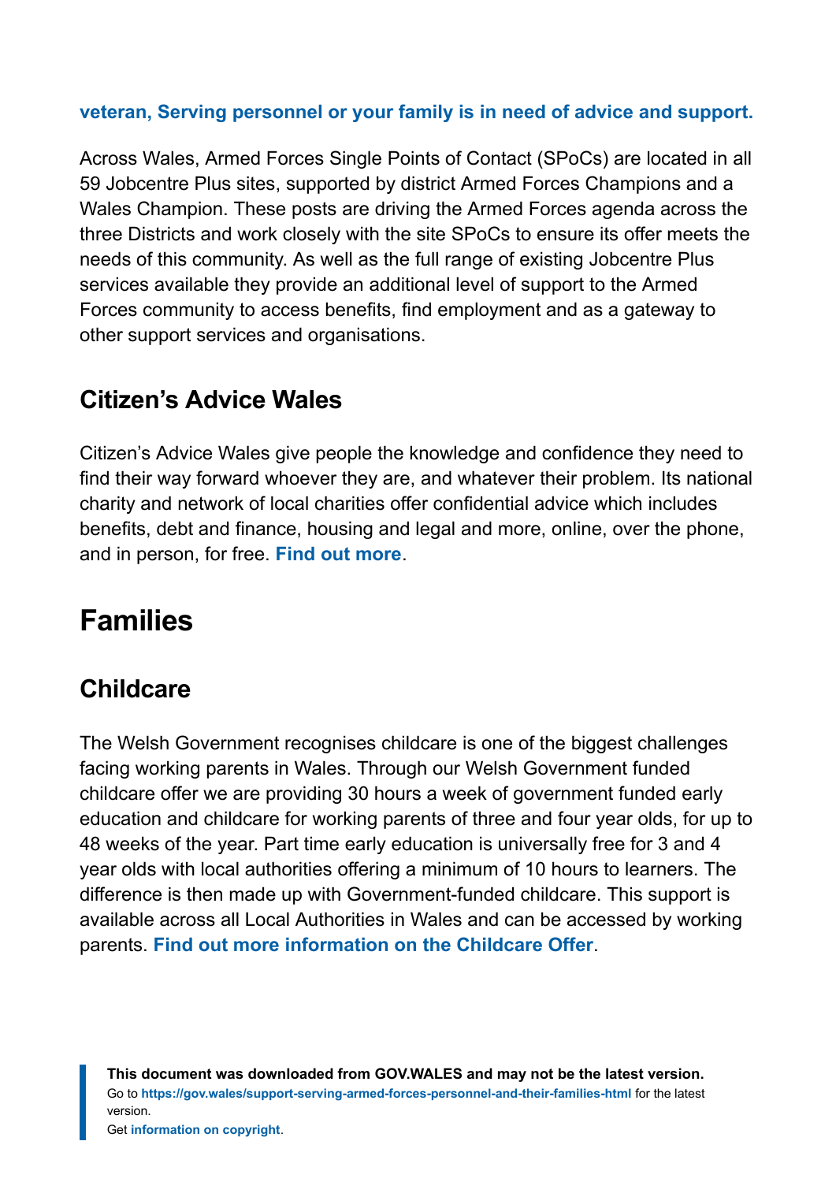**veteran, Serving personnel or your family is in need of advice and support.**

Across Wales, Armed Forces Single Points of Contact (SPoCs) are located in all 59 Jobcentre Plus sites, supported by district Armed Forces Champions and a Wales Champion. These posts are driving the Armed Forces agenda across the three Districts and work closely with the site SPoCs to ensure its offer meets the needs of this community. As well as the full range of existing Jobcentre Plus services available they provide an additional level of support to the Armed Forces community to access benefits, find employment and as a gateway to other support services and organisations.

### Citizen's Advice Wales

Citizen's Advice Wales give people the knowledge and confidence they need to find their way forward whoever they are, and whatever their problem. Its national charity and network of local charities offer confidential advice which includes benefits, debt and finance, housing and legal and more, online, over the phone, and in person, for free. **Find out more**.

## Families

### Childcare

The Welsh Government recognises childcare is one of the biggest challenges facing working parents in Wales. Through our Welsh Government funded childcare offer we are providing 30 hours a week of government funded early education and childcare for working parents of three and four year olds, for up to 48 weeks of the year. Part time early education is universally free for 3 and 4 year olds with local authorities offering a minimum of 10 hours to learners. The difference is then made up with Government-funded childcare. This support is available across all Local Authorities in Wales and can be accessed by working parents. **Find out more information on the Childcare Offer**.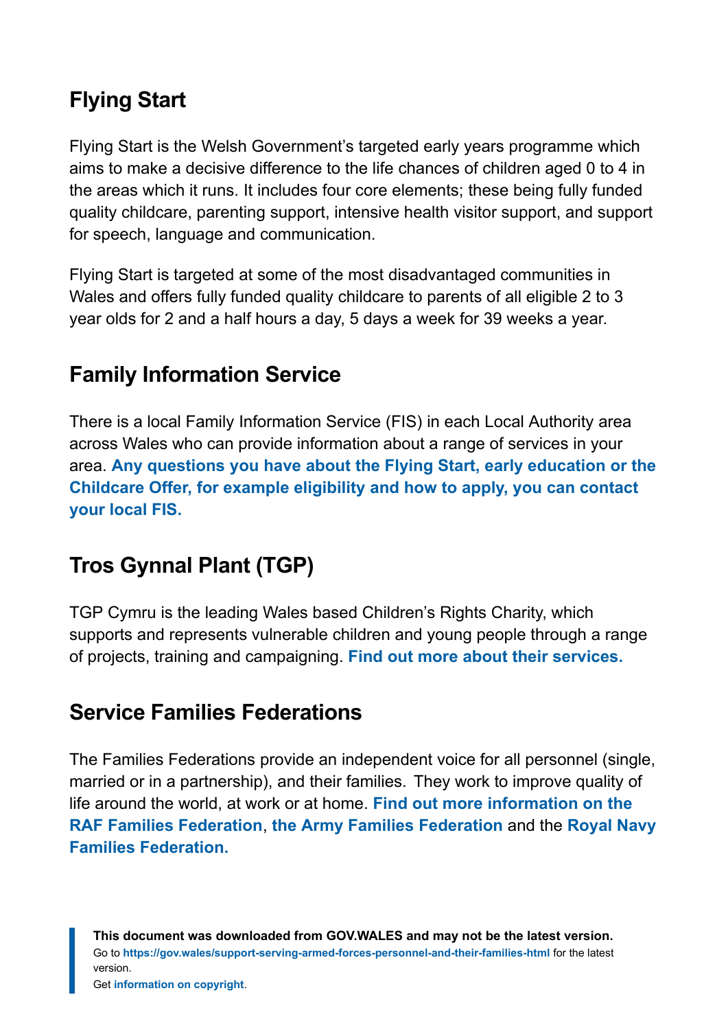## Flying Start

Flying Start is the Welsh Government's targeted early years programme which aims to make a decisive difference to the life chances of children aged 0 to 4 in the areas which it runs. It includes four core elements; these being fully funded quality childcare, parenting support, intensive health visitor support, and support for speech, language and communication.

Flying Start is targeted at some of the most disadvantaged communities in Wales and offers fully funded quality childcare to parents of all eligible 2 to 3 year olds for 2 and a half hours a day, 5 days a week for 39 weeks a year.

## Family Information Service

There is a local Family Information Service (FIS) in each Local Authority area across Wales who can provide information about a range of services in your area. **Any questions you have about the Flying Start, early education or the Childcare Offer, for example eligibility and how to apply, you can contact your local FIS.**

## Tros Gynnal Plant (TGP)

TGP Cymru is the leading Wales based Children's Rights Charity, which supports and represents vulnerable children and young people through a range of projects, training and campaigning. **Find out more about their services.**

## Service Families Federations

The Families Federations provide an independent voice for all personnel (single, married or in a partnership), and their families. They work to improve quality of life around the world, at work or at home. **Find out more information on the RAF Families Federation**, **the Army Families Federation** and the **Royal Navy Families Federation.**

**This document was downloaded from GOV.WALES and may not be the latest version.**
Go to **https://gov.wales/support-serving-armed-forces-personnel-and-their-families-html** for the latest version.
Get **information on copyright**.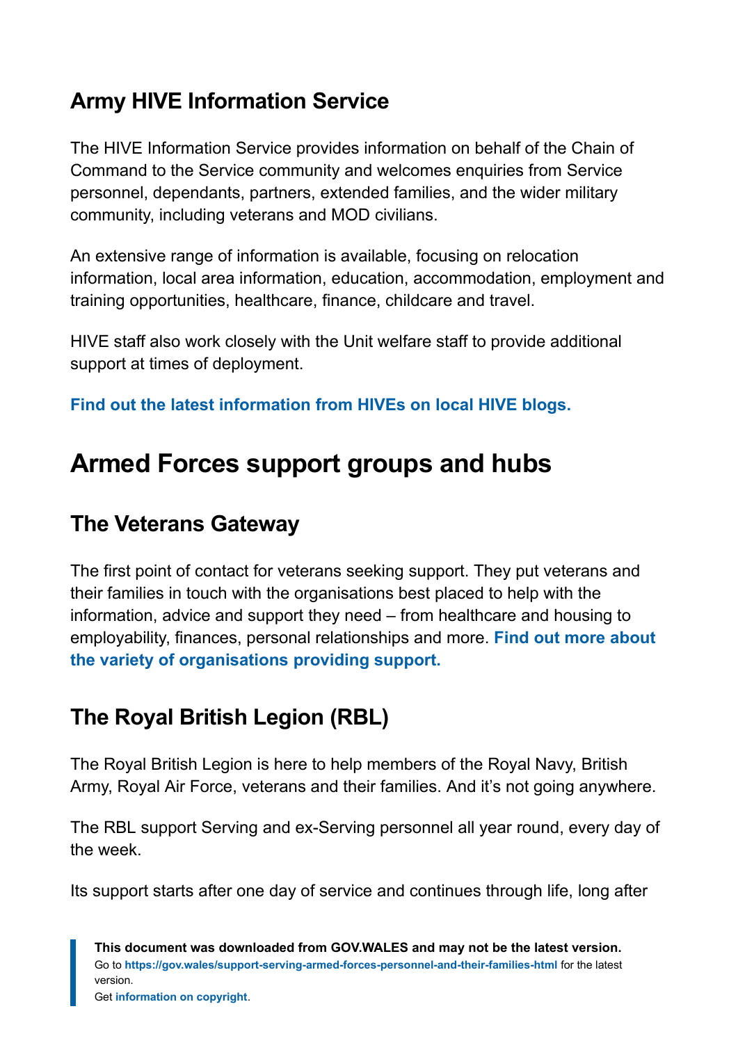### Army HIVE Information Service

The HIVE Information Service provides information on behalf of the Chain of Command to the Service community and welcomes enquiries from Service personnel, dependants, partners, extended families, and the wider military community, including veterans and MOD civilians.

An extensive range of information is available, focusing on relocation information, local area information, education, accommodation, employment and training opportunities, healthcare, finance, childcare and travel.

HIVE staff also work closely with the Unit welfare staff to provide additional support at times of deployment.

**Find out the latest information from HIVEs on local HIVE blogs.**

## Armed Forces support groups and hubs

### The Veterans Gateway

The first point of contact for veterans seeking support. They put veterans and their families in touch with the organisations best placed to help with the information, advice and support they need – from healthcare and housing to employability, finances, personal relationships and more. **Find out more about the variety of organisations providing support.**

### The Royal British Legion (RBL)

The Royal British Legion is here to help members of the Royal Navy, British Army, Royal Air Force, veterans and their families. And it's not going anywhere.

The RBL support Serving and ex-Serving personnel all year round, every day of the week.

Its support starts after one day of service and continues through life, long after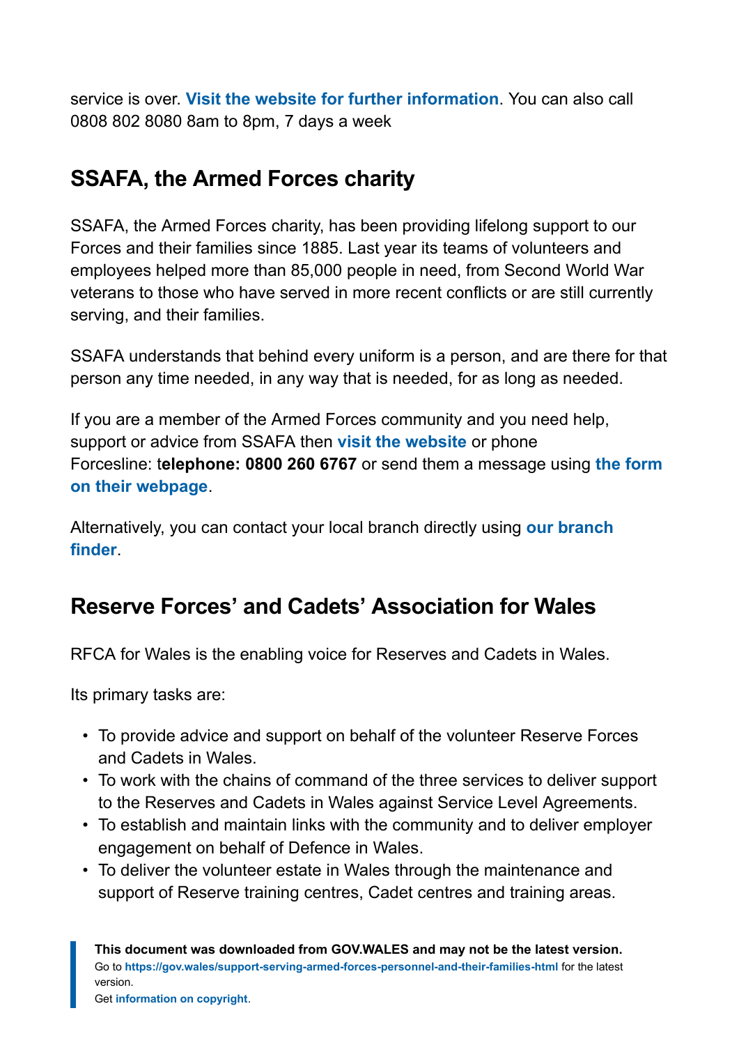service is over. **Visit the website for further information**. You can also call 0808 802 8080 8am to 8pm, 7 days a week

## SSAFA, the Armed Forces charity

SSAFA, the Armed Forces charity, has been providing lifelong support to our Forces and their families since 1885. Last year its teams of volunteers and employees helped more than 85,000 people in need, from Second World War veterans to those who have served in more recent conflicts or are still currently serving, and their families.

SSAFA understands that behind every uniform is a person, and are there for that person any time needed, in any way that is needed, for as long as needed.

If you are a member of the Armed Forces community and you need help, support or advice from SSAFA then **visit the website** or phone Forcesline: t**elephone: 0800 260 6767** or send them a message using **the form on their webpage**.

Alternatively, you can contact your local branch directly using **our branch finder**.

## Reserve Forces' and Cadets' Association for Wales

RFCA for Wales is the enabling voice for Reserves and Cadets in Wales.

Its primary tasks are:

- To provide advice and support on behalf of the volunteer Reserve Forces and Cadets in Wales.
- To work with the chains of command of the three services to deliver support to the Reserves and Cadets in Wales against Service Level Agreements.
- To establish and maintain links with the community and to deliver employer engagement on behalf of Defence in Wales.
- To deliver the volunteer estate in Wales through the maintenance and support of Reserve training centres, Cadet centres and training areas.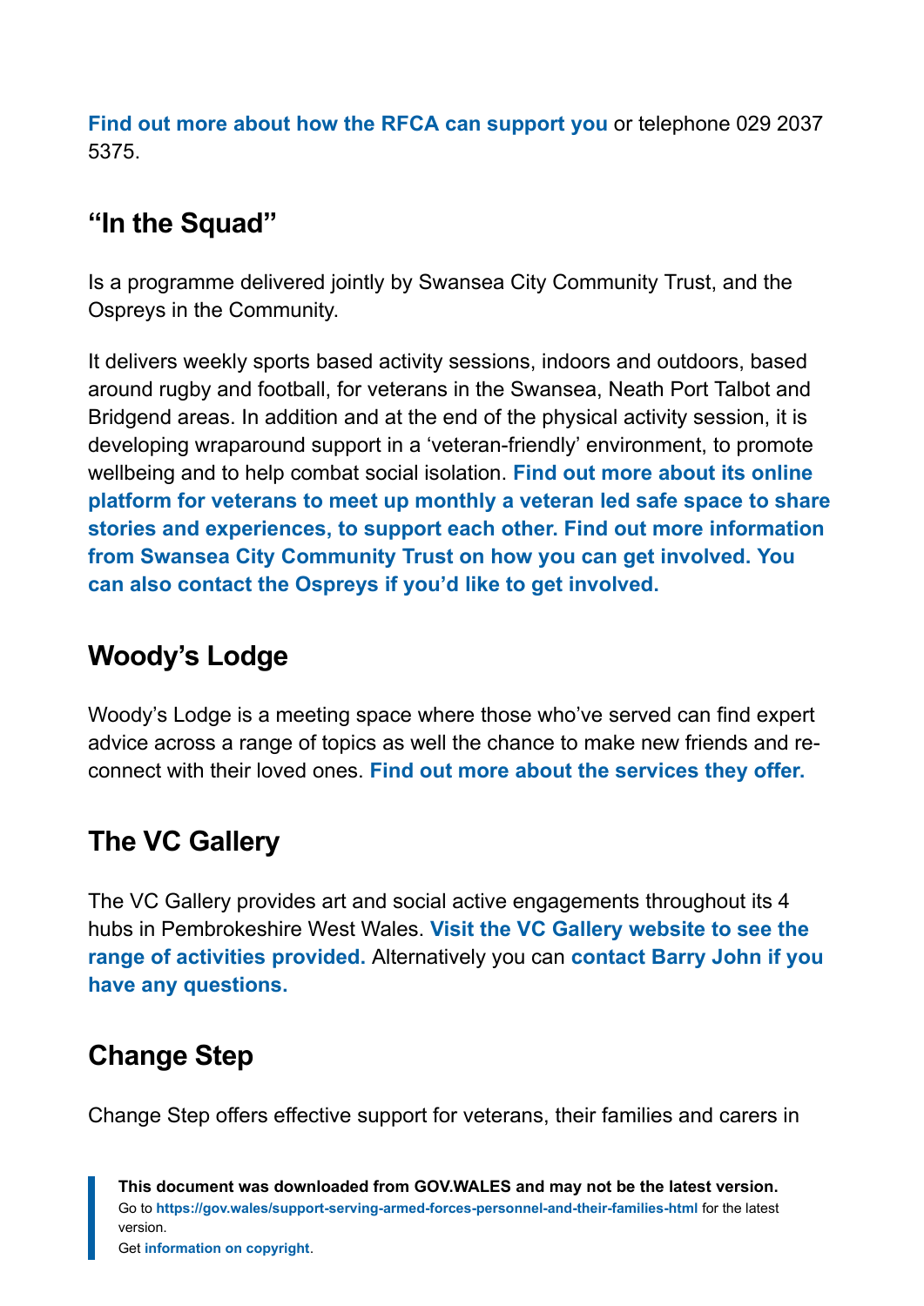**Find out more about how the RFCA can support you** or telephone 029 2037 5375.

## "In the Squad"

Is a programme delivered jointly by Swansea City Community Trust, and the Ospreys in the Community.

It delivers weekly sports based activity sessions, indoors and outdoors, based around rugby and football, for veterans in the Swansea, Neath Port Talbot and Bridgend areas. In addition and at the end of the physical activity session, it is developing wraparound support in a 'veteran-friendly' environment, to promote wellbeing and to help combat social isolation. **Find out more about its online platform for veterans to meet up monthly a veteran led safe space to share stories and experiences, to support each other. Find out more information from Swansea City Community Trust on how you can get involved. You can also contact the Ospreys if you'd like to get involved.**

## Woody's Lodge

Woody's Lodge is a meeting space where those who've served can find expert advice across a range of topics as well the chance to make new friends and re-connect with their loved ones. **Find out more about the services they offer.**

## The VC Gallery

The VC Gallery provides art and social active engagements throughout its 4 hubs in Pembrokeshire West Wales. **Visit the VC Gallery website to see the range of activities provided.** Alternatively you can **contact Barry John if you have any questions.**

## Change Step

Change Step offers effective support for veterans, their families and carers in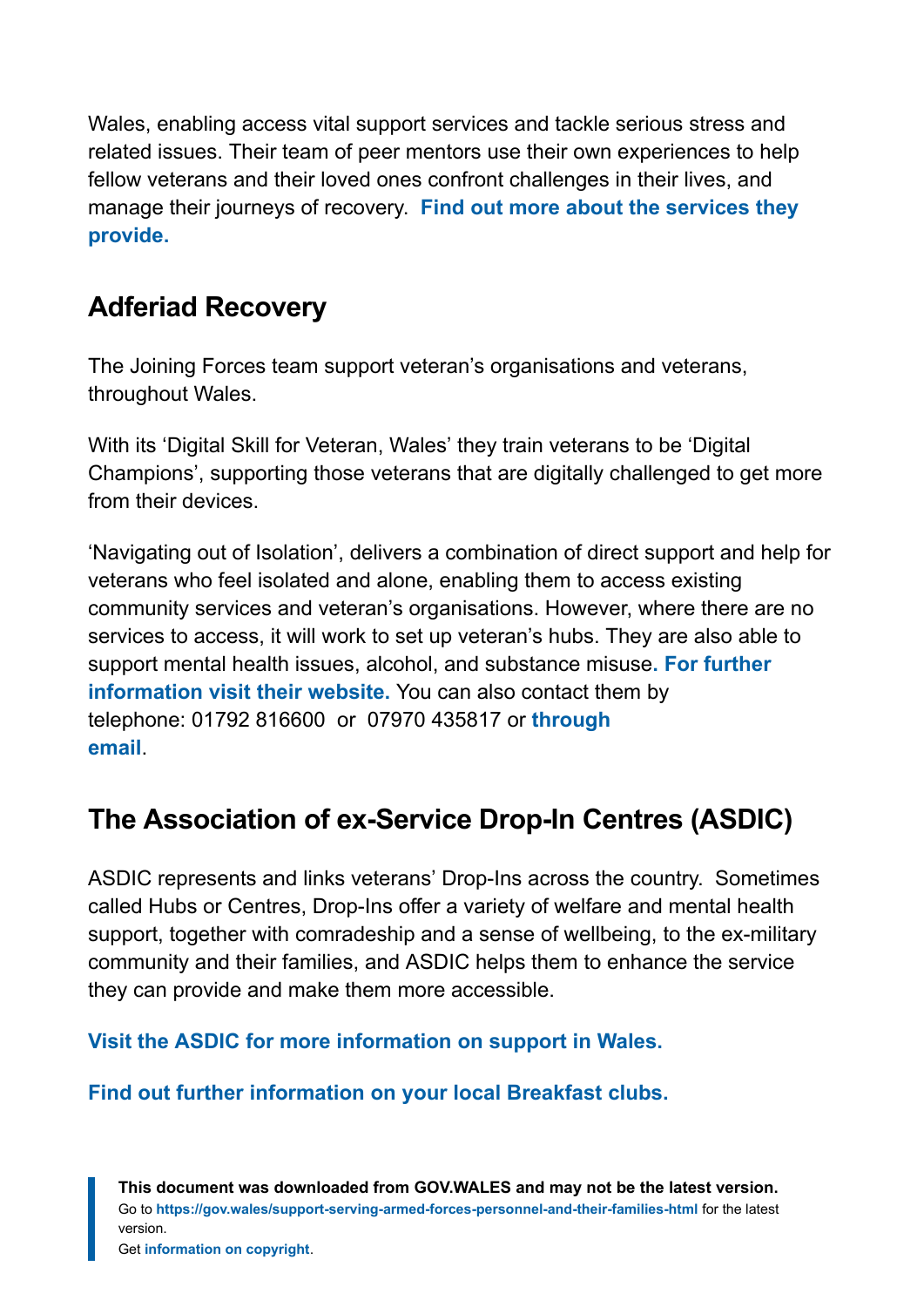Wales, enabling access vital support services and tackle serious stress and related issues. Their team of peer mentors use their own experiences to help fellow veterans and their loved ones confront challenges in their lives, and manage their journeys of recovery. **Find out more about the services they provide.**

## Adferiad Recovery

The Joining Forces team support veteran's organisations and veterans, throughout Wales.

With its 'Digital Skill for Veteran, Wales' they train veterans to be 'Digital Champions', supporting those veterans that are digitally challenged to get more from their devices.

'Navigating out of Isolation', delivers a combination of direct support and help for veterans who feel isolated and alone, enabling them to access existing community services and veteran's organisations. However, where there are no services to access, it will work to set up veteran's hubs. They are also able to support mental health issues, alcohol, and substance misuse. **For further information visit their website.** You can also contact them by telephone: 01792 816600 or 07970 435817 or **through email**.

## The Association of ex-Service Drop-In Centres (ASDIC)

ASDIC represents and links veterans' Drop-Ins across the country. Sometimes called Hubs or Centres, Drop-Ins offer a variety of welfare and mental health support, together with comradeship and a sense of wellbeing, to the ex-military community and their families, and ASDIC helps them to enhance the service they can provide and make them more accessible.

**Visit the ASDIC for more information on support in Wales.**

**Find out further information on your local Breakfast clubs.**

**This document was downloaded from GOV.WALES and may not be the latest version.**
Go to **https://gov.wales/support-serving-armed-forces-personnel-and-their-families-html** for the latest version.
Get **information on copyright**.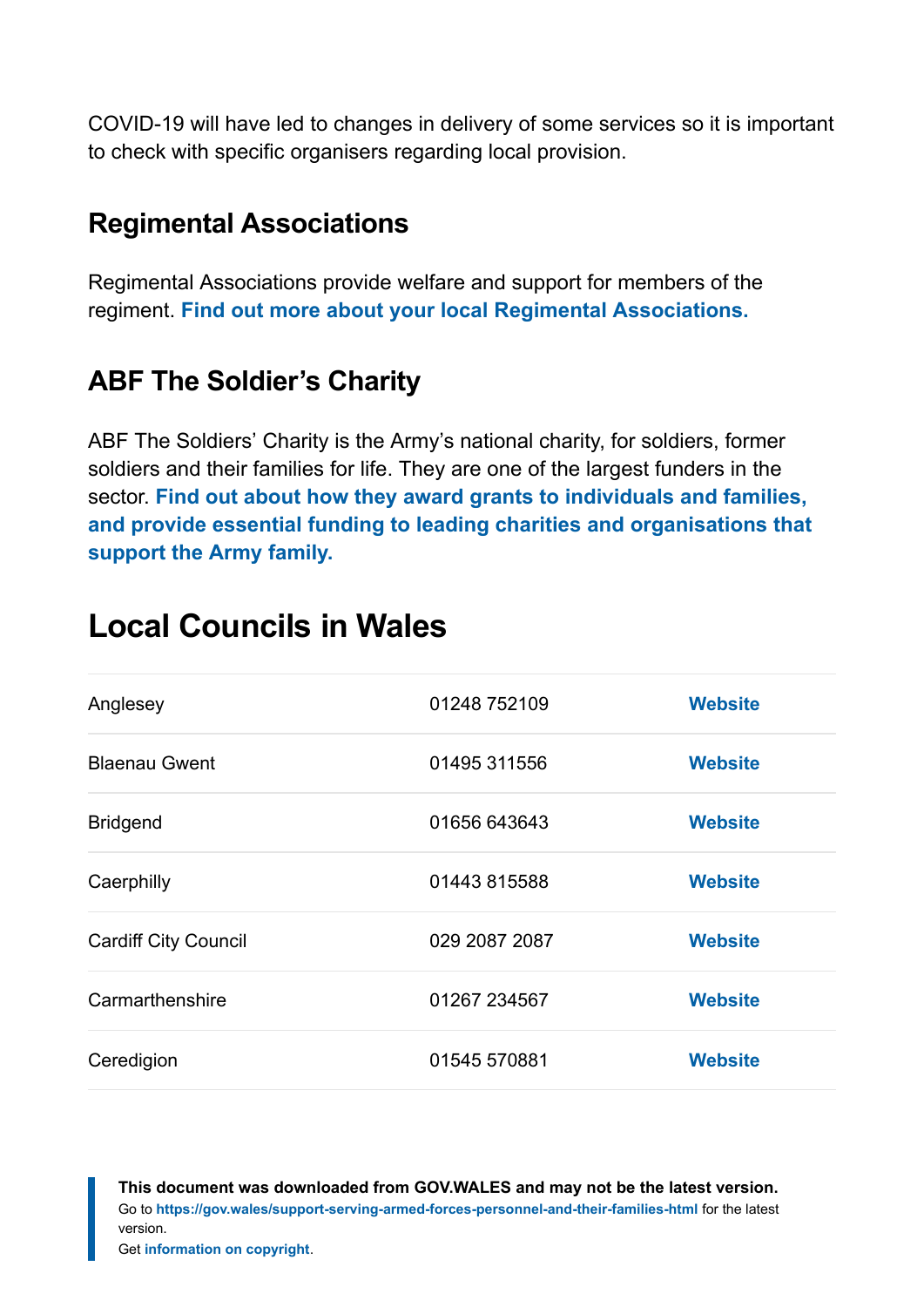COVID-19 will have led to changes in delivery of some services so it is important to check with specific organisers regarding local provision.

### Regimental Associations

Regimental Associations provide welfare and support for members of the regiment. **Find out more about your local Regimental Associations.**

### ABF The Soldier's Charity

ABF The Soldiers' Charity is the Army's national charity, for soldiers, former soldiers and their families for life. They are one of the largest funders in the sector. **Find out about how they award grants to individuals and families, and provide essential funding to leading charities and organisations that support the Army family.**

## Local Councils in Wales

| | | |
|---|---|---|
| Anglesey | 01248 752109 | **Website** |
| Blaenau Gwent | 01495 311556 | **Website** |
| Bridgend | 01656 643643 | **Website** |
| Caerphilly | 01443 815588 | **Website** |
| Cardiff City Council | 029 2087 2087 | **Website** |
| Carmarthenshire | 01267 234567 | **Website** |
| Ceredigion | 01545 570881 | **Website** |

**This document was downloaded from GOV.WALES and may not be the latest version.**
Go to **https://gov.wales/support-serving-armed-forces-personnel-and-their-families-html** for the latest version.
Get **information on copyright**.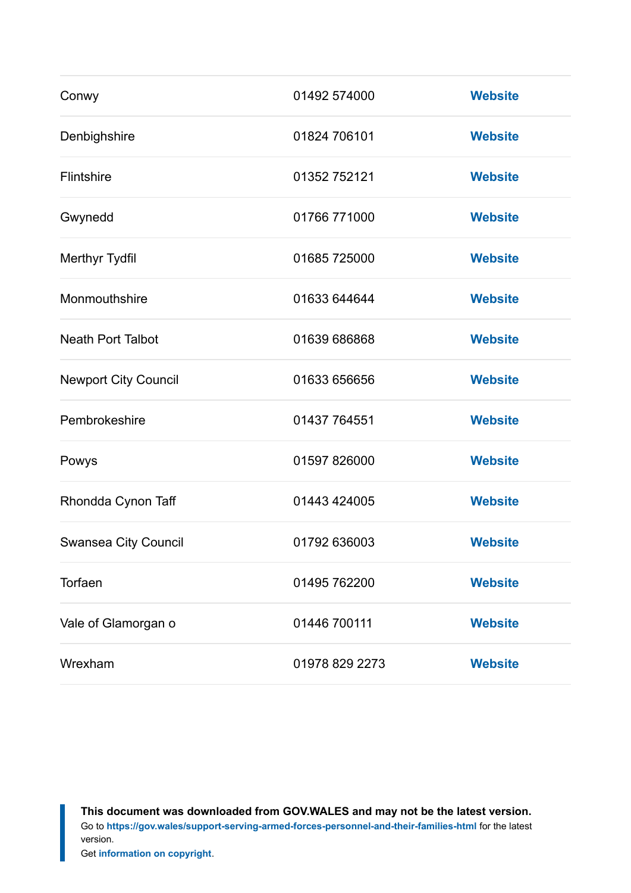| | | |
|---|---|---|
| Conwy | 01492 574000 | **Website** |
| Denbighshire | 01824 706101 | **Website** |
| Flintshire | 01352 752121 | **Website** |
| Gwynedd | 01766 771000 | **Website** |
| Merthyr Tydfil | 01685 725000 | **Website** |
| Monmouthshire | 01633 644644 | **Website** |
| Neath Port Talbot | 01639 686868 | **Website** |
| Newport City Council | 01633 656656 | **Website** |
| Pembrokeshire | 01437 764551 | **Website** |
| Powys | 01597 826000 | **Website** |
| Rhondda Cynon Taff | 01443 424005 | **Website** |
| Swansea City Council | 01792 636003 | **Website** |
| Torfaen | 01495 762200 | **Website** |
| Vale of Glamorgan o | 01446 700111 | **Website** |
| Wrexham | 01978 829 2273 | **Website** |

**This document was downloaded from GOV.WALES and may not be the latest version.**
Go to **https://gov.wales/support-serving-armed-forces-personnel-and-their-families-html** for the latest version.
Get **information on copyright**.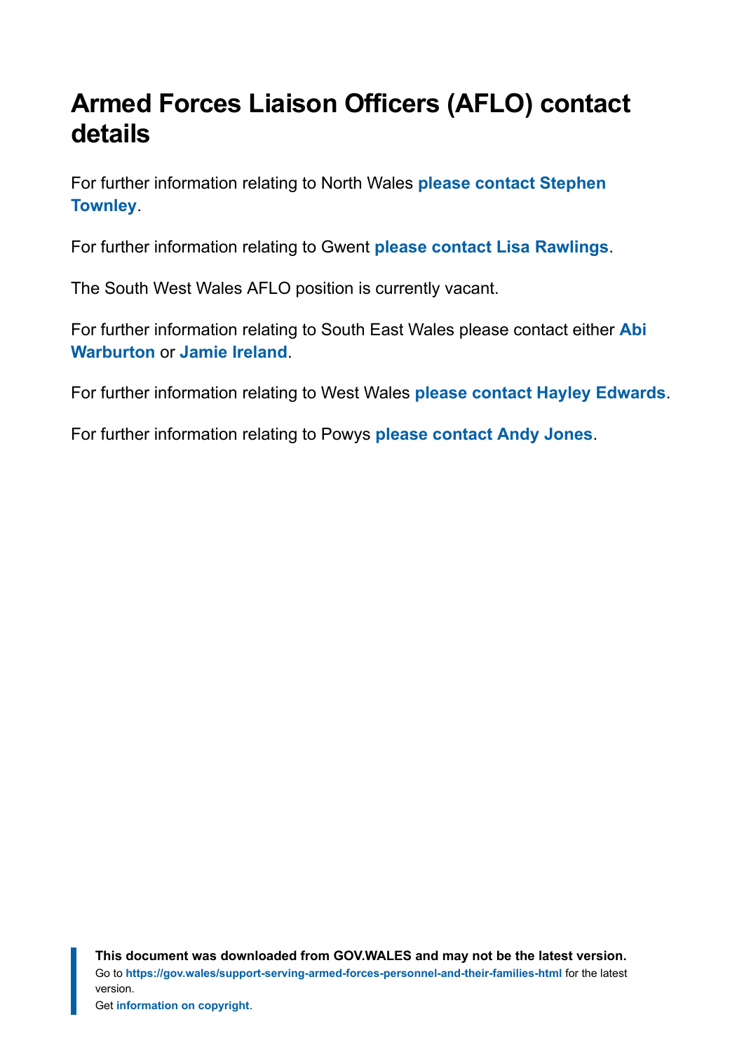# Armed Forces Liaison Officers (AFLO) contact details

For further information relating to North Wales **please contact Stephen Townley**.

For further information relating to Gwent **please contact Lisa Rawlings**.

The South West Wales AFLO position is currently vacant.

For further information relating to South East Wales please contact either **Abi Warburton** or **Jamie Ireland**.

For further information relating to West Wales **please contact Hayley Edwards**.

For further information relating to Powys **please contact Andy Jones**.

**This document was downloaded from GOV.WALES and may not be the latest version.**
Go to **https://gov.wales/support-serving-armed-forces-personnel-and-their-families-html** for the latest version.
Get **information on copyright**.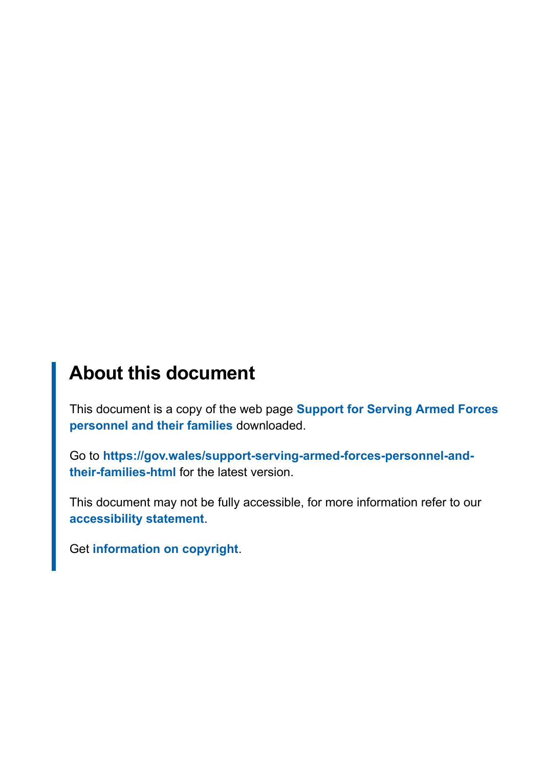## About this document

This document is a copy of the web page **Support for Serving Armed Forces personnel and their families** downloaded.

Go to **https://gov.wales/support-serving-armed-forces-personnel-and-their-families-html** for the latest version.

This document may not be fully accessible, for more information refer to our **accessibility statement**.

Get **information on copyright**.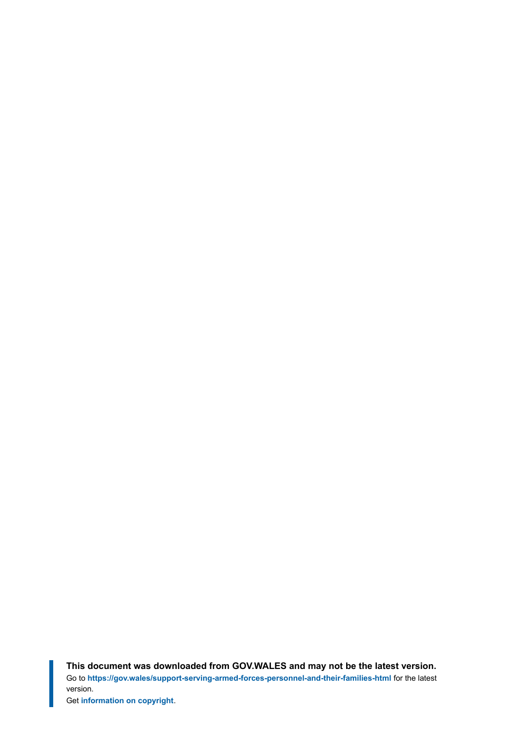**This document was downloaded from GOV.WALES and may not be the latest version.**

Go to **https://gov.wales/support-serving-armed-forces-personnel-and-their-families-html** for the latest version.

Get **information on copyright**.